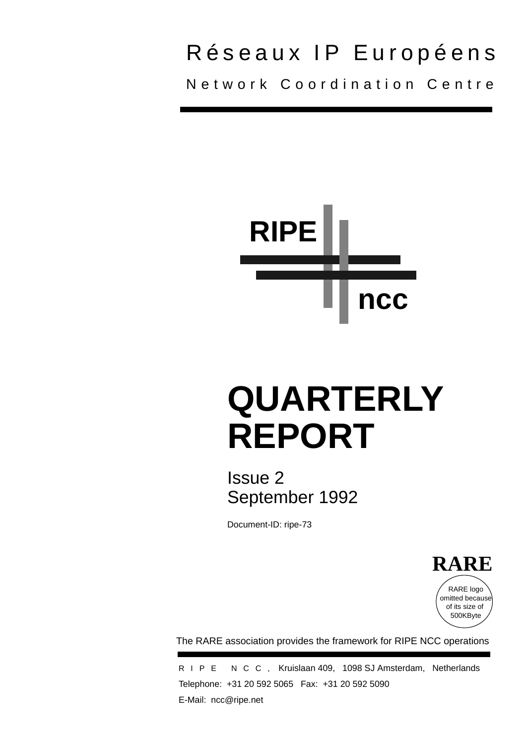Réseaux IP Européens

Network Coordination Centre

RIPE

ncc

# QUARTERLY REPORT

Issue 2
September 1992

Document-ID: ripe-73

RARE

RARE logo omitted because of its size of 500KByte

The RARE association provides the framework for RIPE NCC operations

RIPE NCC, Kruislaan 409, 1098 SJ Amsterdam, Netherlands

Telephone: +31 20 592 5065 Fax: +31 20 592 5090

E-Mail: ncc@ripe.net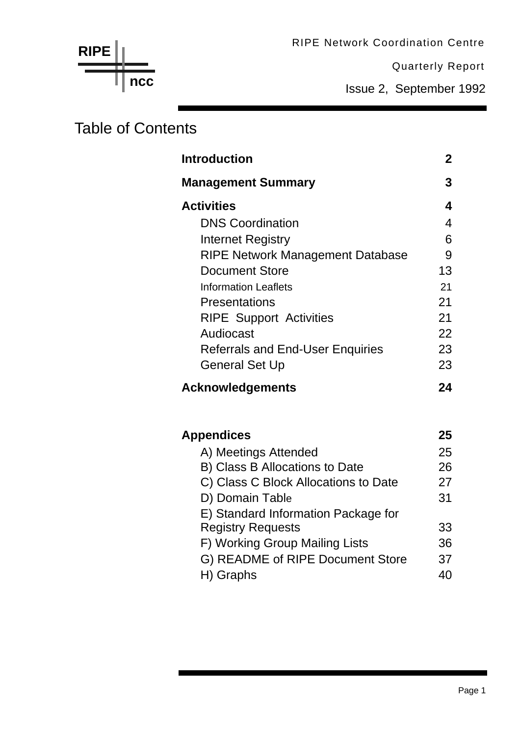RIPE Network Coordination Centre

Quarterly Report

Issue 2, September 1992

# Table of Contents

| | |
|---|---|
| **Introduction** | **2** |
| **Management Summary** | **3** |
| **Activities** | **4** |
| DNS Coordination | 4 |
| Internet Registry | 6 |
| RIPE Network Management Database | 9 |
| Document Store | 13 |
| Information Leaflets | 21 |
| Presentations | 21 |
| RIPE Support Activities | 21 |
| Audiocast | 22 |
| Referrals and End-User Enquiries | 23 |
| General Set Up | 23 |
| **Acknowledgements** | **24** |
| **Appendices** | **25** |
| A) Meetings Attended | 25 |
| B) Class B Allocations to Date | 26 |
| C) Class C Block Allocations to Date | 27 |
| D) Domain Table | 31 |
| E) Standard Information Package for Registry Requests | 33 |
| F) Working Group Mailing Lists | 36 |
| G) README of RIPE Document Store | 37 |
| H) Graphs | 40 |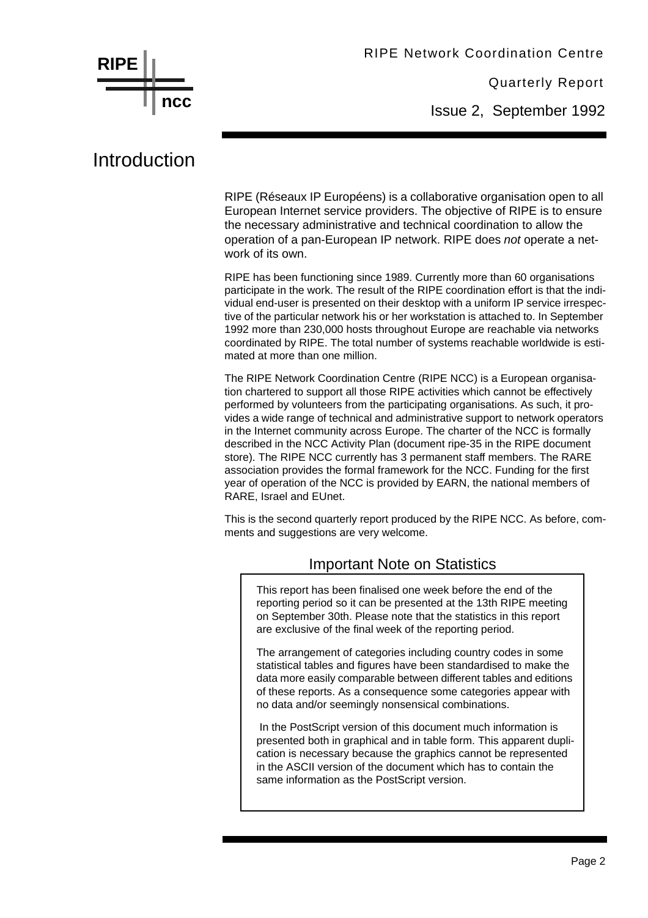# Introduction

RIPE (Réseaux IP Européens) is a collaborative organisation open to all European Internet service providers. The objective of RIPE is to ensure the necessary administrative and technical coordination to allow the operation of a pan-European IP network. RIPE does *not* operate a network of its own.

RIPE has been functioning since 1989. Currently more than 60 organisations participate in the work. The result of the RIPE coordination effort is that the individual end-user is presented on their desktop with a uniform IP service irrespective of the particular network his or her workstation is attached to. In September 1992 more than 230,000 hosts throughout Europe are reachable via networks coordinated by RIPE. The total number of systems reachable worldwide is estimated at more than one million.

The RIPE Network Coordination Centre (RIPE NCC) is a European organisation chartered to support all those RIPE activities which cannot be effectively performed by volunteers from the participating organisations. As such, it provides a wide range of technical and administrative support to network operators in the Internet community across Europe. The charter of the NCC is formally described in the NCC Activity Plan (document ripe-35 in the RIPE document store). The RIPE NCC currently has 3 permanent staff members. The RARE association provides the formal framework for the NCC. Funding for the first year of operation of the NCC is provided by EARN, the national members of RARE, Israel and EUnet.

This is the second quarterly report produced by the RIPE NCC. As before, comments and suggestions are very welcome.

## Important Note on Statistics

This report has been finalised one week before the end of the reporting period so it can be presented at the 13th RIPE meeting on September 30th. Please note that the statistics in this report are exclusive of the final week of the reporting period.

The arrangement of categories including country codes in some statistical tables and figures have been standardised to make the data more easily comparable between different tables and editions of these reports. As a consequence some categories appear with no data and/or seemingly nonsensical combinations.

In the PostScript version of this document much information is presented both in graphical and in table form. This apparent duplication is necessary because the graphics cannot be represented in the ASCII version of the document which has to contain the same information as the PostScript version.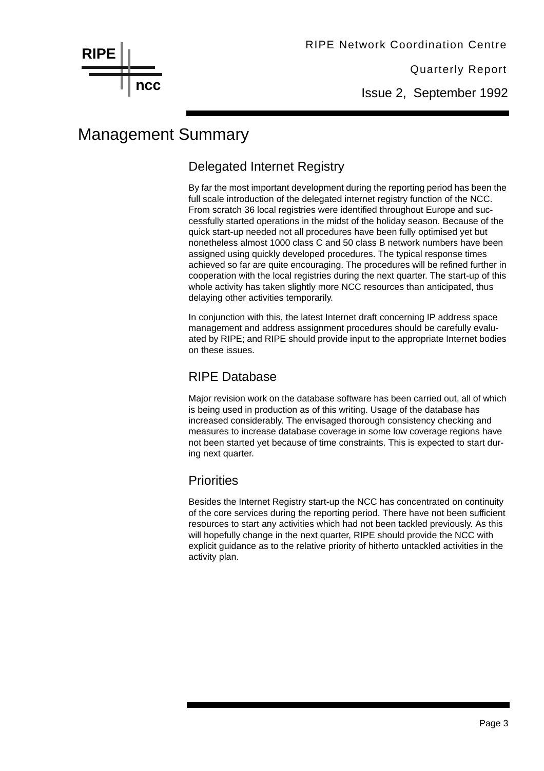# Management Summary

## Delegated Internet Registry

By far the most important development during the reporting period has been the full scale introduction of the delegated internet registry function of the NCC. From scratch 36 local registries were identified throughout Europe and successfully started operations in the midst of the holiday season. Because of the quick start-up needed not all procedures have been fully optimised yet but nonetheless almost 1000 class C and 50 class B network numbers have been assigned using quickly developed procedures. The typical response times achieved so far are quite encouraging. The procedures will be refined further in cooperation with the local registries during the next quarter. The start-up of this whole activity has taken slightly more NCC resources than anticipated, thus delaying other activities temporarily.

In conjunction with this, the latest Internet draft concerning IP address space management and address assignment procedures should be carefully evaluated by RIPE; and RIPE should provide input to the appropriate Internet bodies on these issues.

## RIPE Database

Major revision work on the database software has been carried out, all of which is being used in production as of this writing. Usage of the database has increased considerably. The envisaged thorough consistency checking and measures to increase database coverage in some low coverage regions have not been started yet because of time constraints. This is expected to start during next quarter.

## Priorities

Besides the Internet Registry start-up the NCC has concentrated on continuity of the core services during the reporting period. There have not been sufficient resources to start any activities which had not been tackled previously. As this will hopefully change in the next quarter, RIPE should provide the NCC with explicit guidance as to the relative priority of hitherto untackled activities in the activity plan.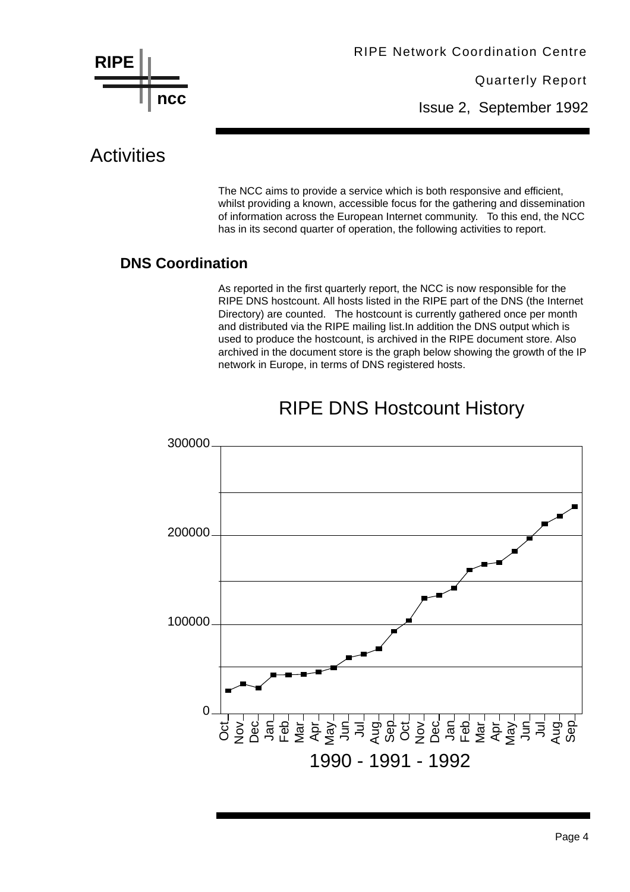# Activities

The NCC aims to provide a service which is both responsive and efficient, whilst providing a known, accessible focus for the gathering and dissemination of information across the European Internet community. To this end, the NCC has in its second quarter of operation, the following activities to report.

## DNS Coordination

As reported in the first quarterly report, the NCC is now responsible for the RIPE DNS hostcount. All hosts listed in the RIPE part of the DNS (the Internet Directory) are counted. The hostcount is currently gathered once per month and distributed via the RIPE mailing list.In addition the DNS output which is used to produce the hostcount, is archived in the RIPE document store. Also archived in the document store is the graph below showing the growth of the IP network in Europe, in terms of DNS registered hosts.

RIPE DNS Hostcount History

300000
200000
100000
0

Oct Nov Dec Jan Feb Mar Apr May Jun Jul Aug Sep Oct Nov Dec Jan Feb Mar Apr May Jun Jul Aug Sep

1990 - 1991 - 1992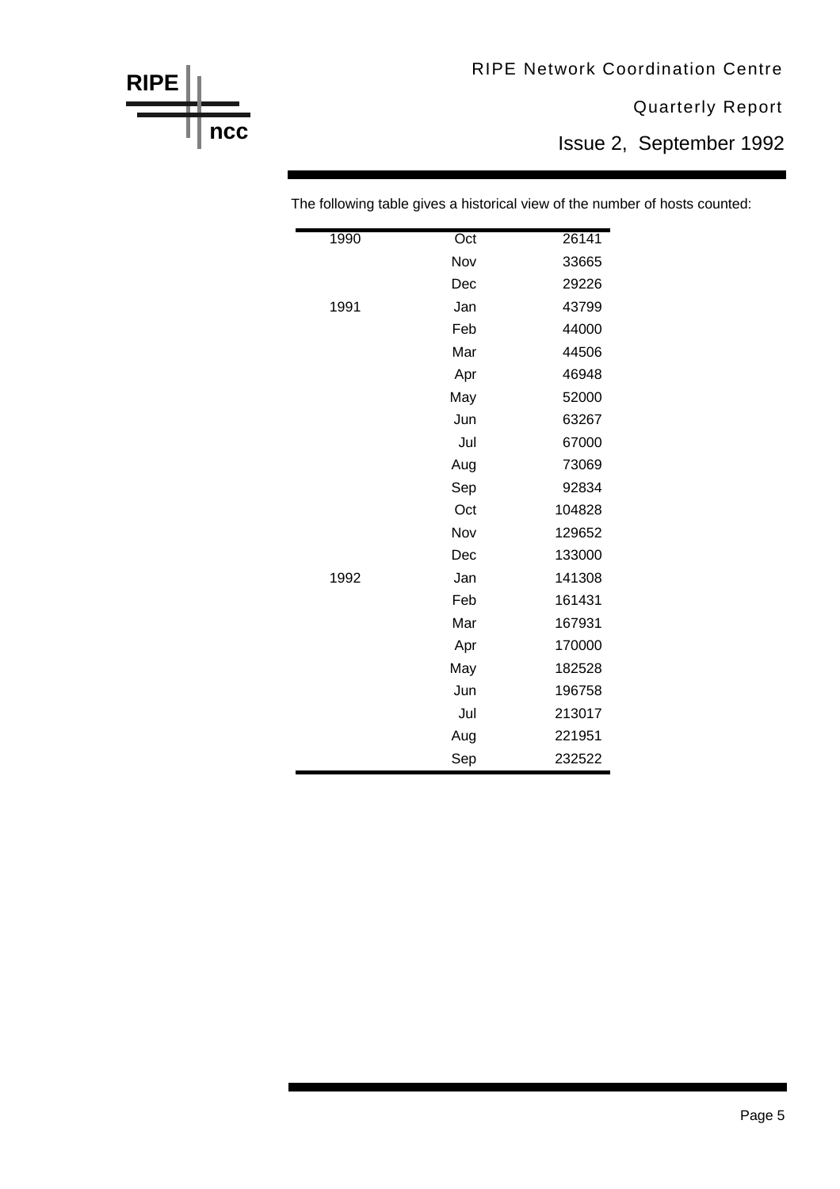The following table gives a historical view of the number of hosts counted:

| Year | Month | Hosts |
|---|---|---|
| 1990 | Oct | 26141 |
| | Nov | 33665 |
| | Dec | 29226 |
| 1991 | Jan | 43799 |
| | Feb | 44000 |
| | Mar | 44506 |
| | Apr | 46948 |
| | May | 52000 |
| | Jun | 63267 |
| | Jul | 67000 |
| | Aug | 73069 |
| | Sep | 92834 |
| | Oct | 104828 |
| | Nov | 129652 |
| | Dec | 133000 |
| 1992 | Jan | 141308 |
| | Feb | 161431 |
| | Mar | 167931 |
| | Apr | 170000 |
| | May | 182528 |
| | Jun | 196758 |
| | Jul | 213017 |
| | Aug | 221951 |
| | Sep | 232522 |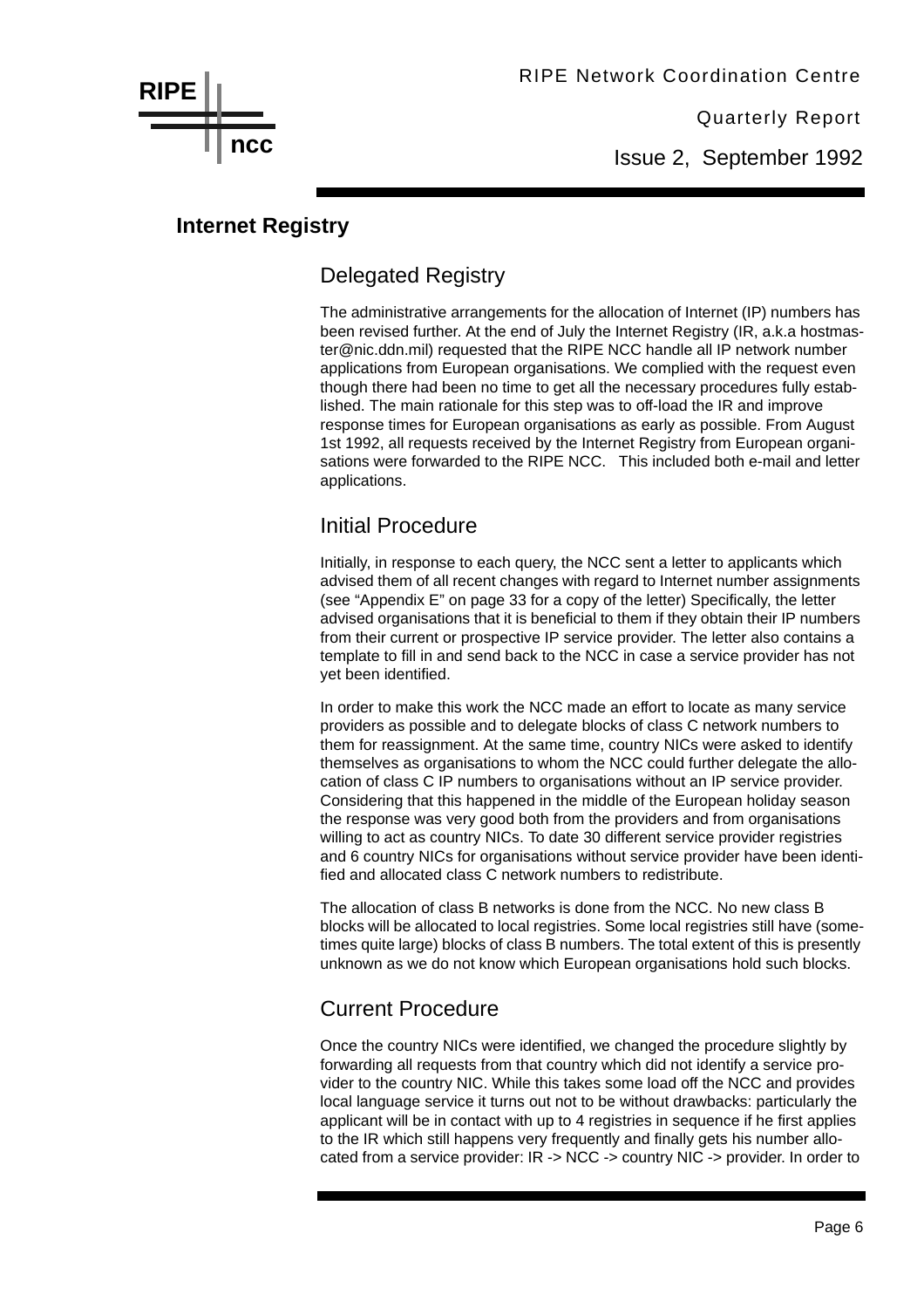## Internet Registry

### Delegated Registry

The administrative arrangements for the allocation of Internet (IP) numbers has been revised further. At the end of July the Internet Registry (IR, a.k.a hostmaster@nic.ddn.mil) requested that the RIPE NCC handle all IP network number applications from European organisations. We complied with the request even though there had been no time to get all the necessary procedures fully established. The main rationale for this step was to off-load the IR and improve response times for European organisations as early as possible. From August 1st 1992, all requests received by the Internet Registry from European organisations were forwarded to the RIPE NCC. This included both e-mail and letter applications.

### Initial Procedure

Initially, in response to each query, the NCC sent a letter to applicants which advised them of all recent changes with regard to Internet number assignments (see "Appendix E" on page 33 for a copy of the letter) Specifically, the letter advised organisations that it is beneficial to them if they obtain their IP numbers from their current or prospective IP service provider. The letter also contains a template to fill in and send back to the NCC in case a service provider has not yet been identified.

In order to make this work the NCC made an effort to locate as many service providers as possible and to delegate blocks of class C network numbers to them for reassignment. At the same time, country NICs were asked to identify themselves as organisations to whom the NCC could further delegate the allocation of class C IP numbers to organisations without an IP service provider. Considering that this happened in the middle of the European holiday season the response was very good both from the providers and from organisations willing to act as country NICs. To date 30 different service provider registries and 6 country NICs for organisations without service provider have been identified and allocated class C network numbers to redistribute.

The allocation of class B networks is done from the NCC. No new class B blocks will be allocated to local registries. Some local registries still have (sometimes quite large) blocks of class B numbers. The total extent of this is presently unknown as we do not know which European organisations hold such blocks.

### Current Procedure

Once the country NICs were identified, we changed the procedure slightly by forwarding all requests from that country which did not identify a service provider to the country NIC. While this takes some load off the NCC and provides local language service it turns out not to be without drawbacks: particularly the applicant will be in contact with up to 4 registries in sequence if he first applies to the IR which still happens very frequently and finally gets his number allocated from a service provider: IR -> NCC -> country NIC -> provider. In order to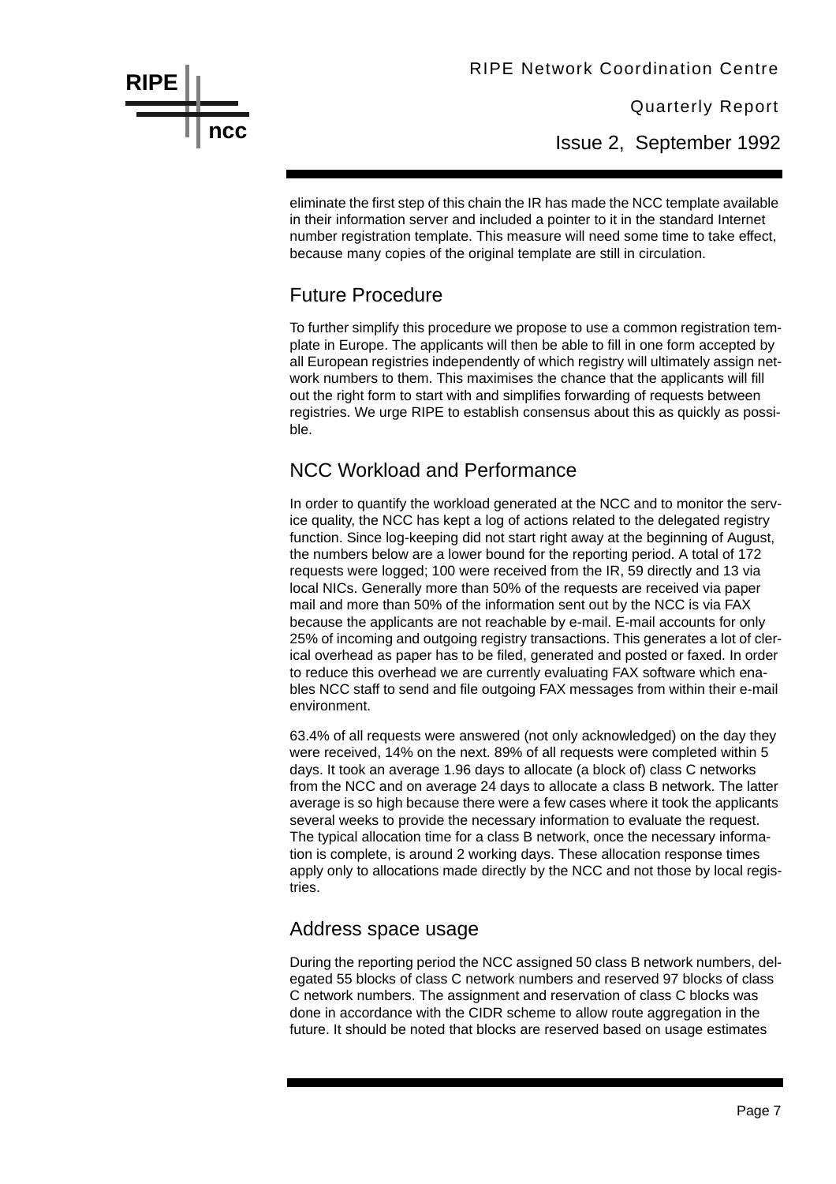eliminate the first step of this chain the IR has made the NCC template available in their information server and included a pointer to it in the standard Internet number registration template. This measure will need some time to take effect, because many copies of the original template are still in circulation.

## Future Procedure

To further simplify this procedure we propose to use a common registration template in Europe. The applicants will then be able to fill in one form accepted by all European registries independently of which registry will ultimately assign network numbers to them. This maximises the chance that the applicants will fill out the right form to start with and simplifies forwarding of requests between registries. We urge RIPE to establish consensus about this as quickly as possible.

## NCC Workload and Performance

In order to quantify the workload generated at the NCC and to monitor the service quality, the NCC has kept a log of actions related to the delegated registry function. Since log-keeping did not start right away at the beginning of August, the numbers below are a lower bound for the reporting period. A total of 172 requests were logged; 100 were received from the IR, 59 directly and 13 via local NICs. Generally more than 50% of the requests are received via paper mail and more than 50% of the information sent out by the NCC is via FAX because the applicants are not reachable by e-mail. E-mail accounts for only 25% of incoming and outgoing registry transactions. This generates a lot of clerical overhead as paper has to be filed, generated and posted or faxed. In order to reduce this overhead we are currently evaluating FAX software which enables NCC staff to send and file outgoing FAX messages from within their e-mail environment.

63.4% of all requests were answered (not only acknowledged) on the day they were received, 14% on the next. 89% of all requests were completed within 5 days. It took an average 1.96 days to allocate (a block of) class C networks from the NCC and on average 24 days to allocate a class B network. The latter average is so high because there were a few cases where it took the applicants several weeks to provide the necessary information to evaluate the request. The typical allocation time for a class B network, once the necessary information is complete, is around 2 working days. These allocation response times apply only to allocations made directly by the NCC and not those by local registries.

## Address space usage

During the reporting period the NCC assigned 50 class B network numbers, delegated 55 blocks of class C network numbers and reserved 97 blocks of class C network numbers. The assignment and reservation of class C blocks was done in accordance with the CIDR scheme to allow route aggregation in the future. It should be noted that blocks are reserved based on usage estimates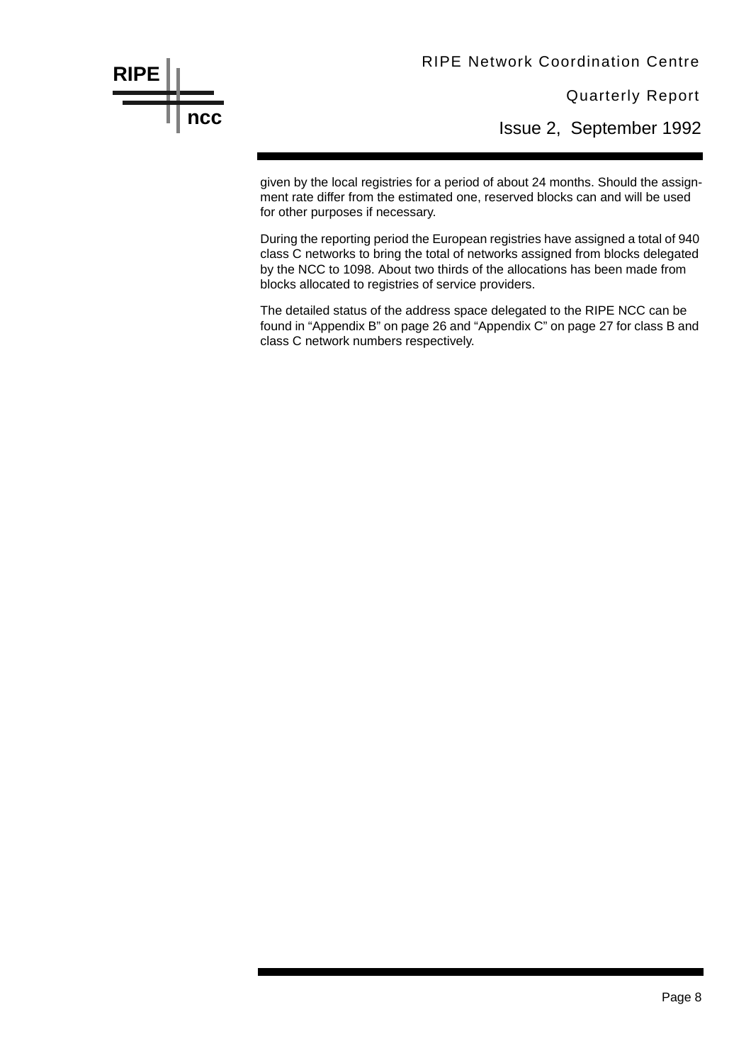given by the local registries for a period of about 24 months. Should the assignment rate differ from the estimated one, reserved blocks can and will be used for other purposes if necessary.

During the reporting period the European registries have assigned a total of 940 class C networks to bring the total of networks assigned from blocks delegated by the NCC to 1098. About two thirds of the allocations has been made from blocks allocated to registries of service providers.

The detailed status of the address space delegated to the RIPE NCC can be found in "Appendix B" on page 26 and "Appendix C" on page 27 for class B and class C network numbers respectively.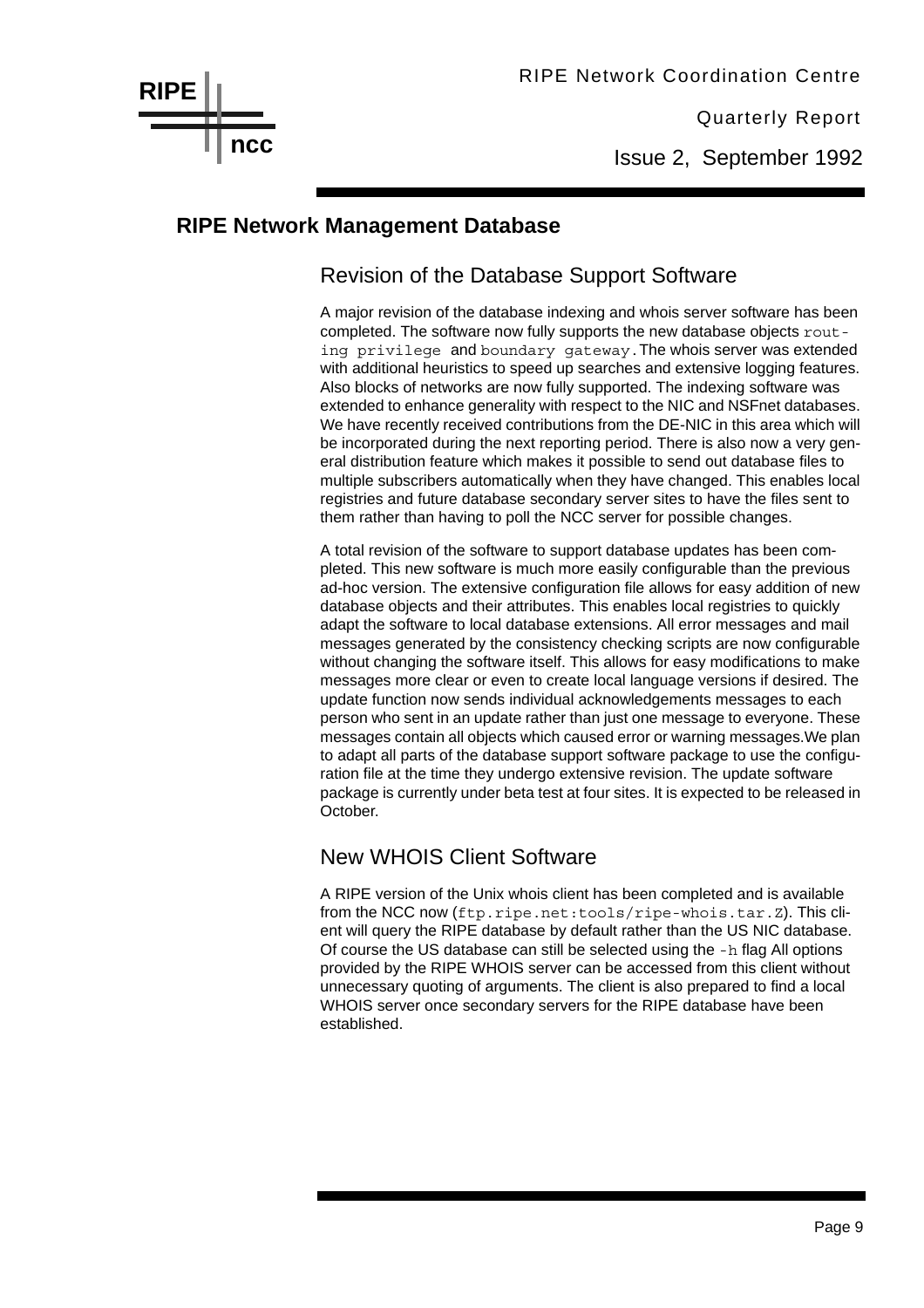# RIPE Network Management Database

## Revision of the Database Support Software

A major revision of the database indexing and whois server software has been completed. The software now fully supports the new database objects `routing privilege` and `boundary gateway`. The whois server was extended with additional heuristics to speed up searches and extensive logging features. Also blocks of networks are now fully supported. The indexing software was extended to enhance generality with respect to the NIC and NSFnet databases. We have recently received contributions from the DE-NIC in this area which will be incorporated during the next reporting period. There is also now a very general distribution feature which makes it possible to send out database files to multiple subscribers automatically when they have changed. This enables local registries and future database secondary server sites to have the files sent to them rather than having to poll the NCC server for possible changes.

A total revision of the software to support database updates has been completed. This new software is much more easily configurable than the previous ad-hoc version. The extensive configuration file allows for easy addition of new database objects and their attributes. This enables local registries to quickly adapt the software to local database extensions. All error messages and mail messages generated by the consistency checking scripts are now configurable without changing the software itself. This allows for easy modifications to make messages more clear or even to create local language versions if desired. The update function now sends individual acknowledgements messages to each person who sent in an update rather than just one message to everyone. These messages contain all objects which caused error or warning messages.We plan to adapt all parts of the database support software package to use the configuration file at the time they undergo extensive revision. The update software package is currently under beta test at four sites. It is expected to be released in October.

## New WHOIS Client Software

A RIPE version of the Unix whois client has been completed and is available from the NCC now (`ftp.ripe.net:tools/ripe-whois.tar.Z`). This client will query the RIPE database by default rather than the US NIC database. Of course the US database can still be selected using the `-h` flag All options provided by the RIPE WHOIS server can be accessed from this client without unnecessary quoting of arguments. The client is also prepared to find a local WHOIS server once secondary servers for the RIPE database have been established.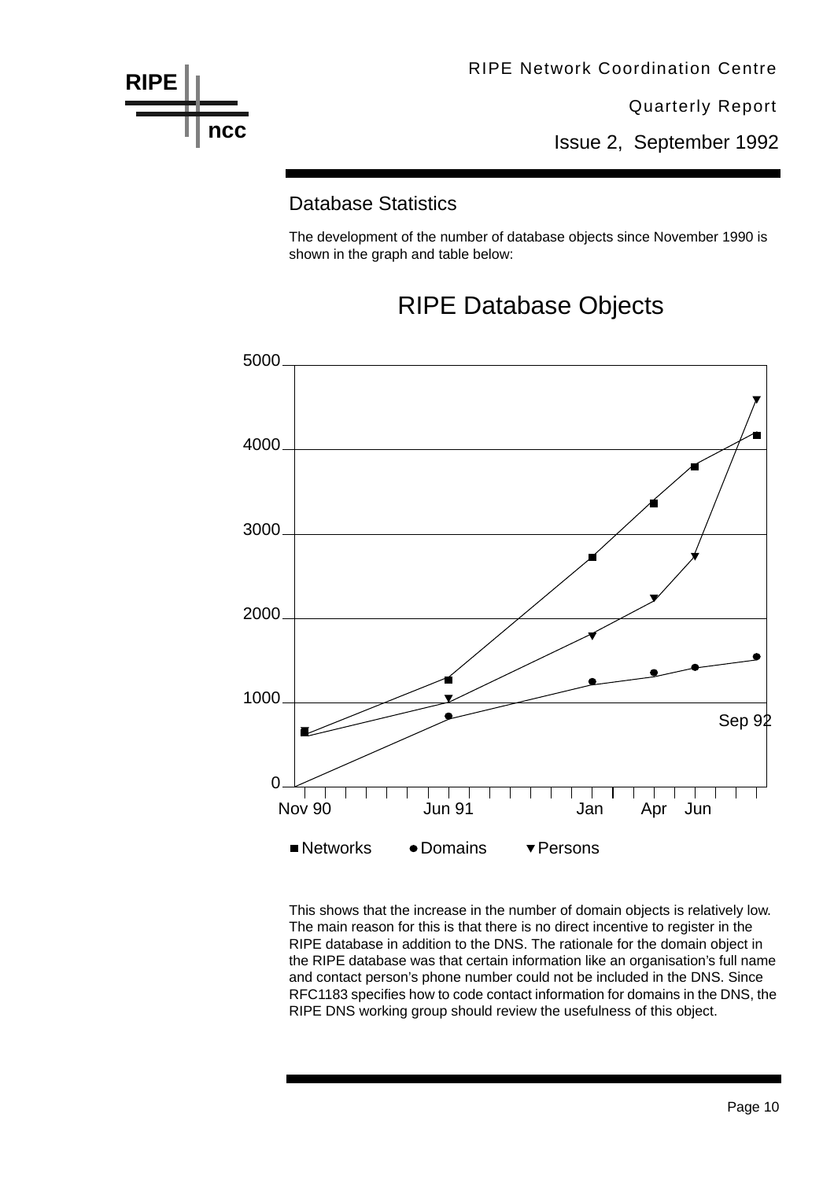## Database Statistics

The development of the number of database objects since November 1990 is shown in the graph and table below:

RIPE Database Objects

This shows that the increase in the number of domain objects is relatively low. The main reason for this is that there is no direct incentive to register in the RIPE database in addition to the DNS. The rationale for the domain object in the RIPE database was that certain information like an organisation's full name and contact person's phone number could not be included in the DNS. Since RFC1183 specifies how to code contact information for domains in the DNS, the RIPE DNS working group should review the usefulness of this object.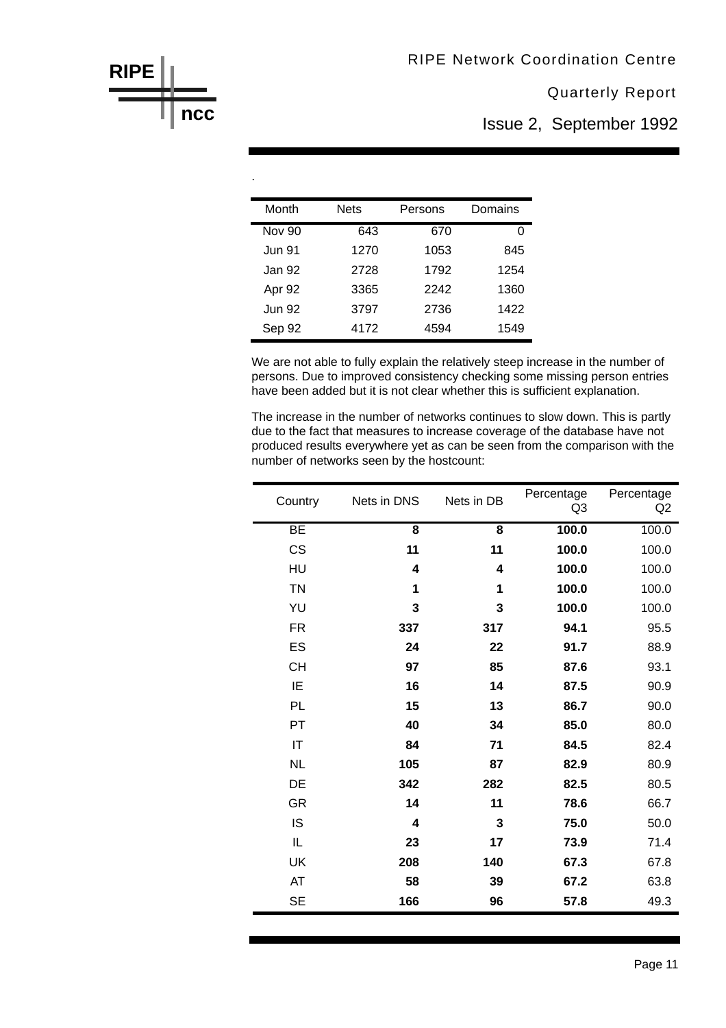.

| Month | Nets | Persons | Domains |
|---|---|---|---|
| Nov 90 | 643 | 670 | 0 |
| Jun 91 | 1270 | 1053 | 845 |
| Jan 92 | 2728 | 1792 | 1254 |
| Apr 92 | 3365 | 2242 | 1360 |
| Jun 92 | 3797 | 2736 | 1422 |
| Sep 92 | 4172 | 4594 | 1549 |

We are not able to fully explain the relatively steep increase in the number of persons. Due to improved consistency checking some missing person entries have been added but it is not clear whether this is sufficient explanation.

The increase in the number of networks continues to slow down. This is partly due to the fact that measures to increase coverage of the database have not produced results everywhere yet as can be seen from the comparison with the number of networks seen by the hostcount:

| Country | Nets in DNS | Nets in DB | Percentage Q3 | Percentage Q2 |
|---|---|---|---|---|
| BE | **8** | **8** | **100.0** | 100.0 |
| CS | **11** | **11** | **100.0** | 100.0 |
| HU | **4** | **4** | **100.0** | 100.0 |
| TN | **1** | **1** | **100.0** | 100.0 |
| YU | **3** | **3** | **100.0** | 100.0 |
| FR | **337** | **317** | **94.1** | 95.5 |
| ES | **24** | **22** | **91.7** | 88.9 |
| CH | **97** | **85** | **87.6** | 93.1 |
| IE | **16** | **14** | **87.5** | 90.9 |
| PL | **15** | **13** | **86.7** | 90.0 |
| PT | **40** | **34** | **85.0** | 80.0 |
| IT | **84** | **71** | **84.5** | 82.4 |
| NL | **105** | **87** | **82.9** | 80.9 |
| DE | **342** | **282** | **82.5** | 80.5 |
| GR | **14** | **11** | **78.6** | 66.7 |
| IS | **4** | **3** | **75.0** | 50.0 |
| IL | **23** | **17** | **73.9** | 71.4 |
| UK | **208** | **140** | **67.3** | 67.8 |
| AT | **58** | **39** | **67.2** | 63.8 |
| SE | **166** | **96** | **57.8** | 49.3 |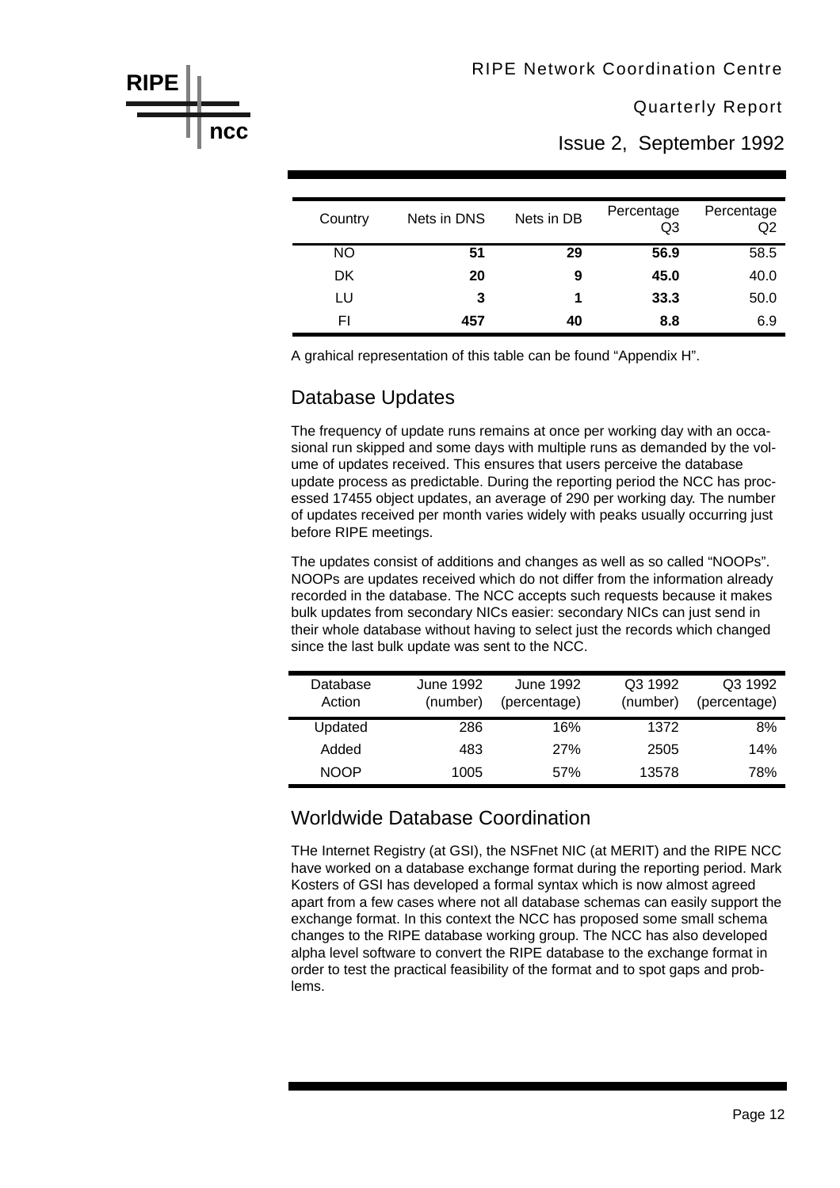| Country | Nets in DNS | Nets in DB | Percentage Q3 | Percentage Q2 |
|---|---|---|---|---|
| NO | **51** | **29** | **56.9** | 58.5 |
| DK | **20** | **9** | **45.0** | 40.0 |
| LU | **3** | **1** | **33.3** | 50.0 |
| FI | **457** | **40** | **8.8** | 6.9 |

A grahical representation of this table can be found “Appendix H”.

## Database Updates

The frequency of update runs remains at once per working day with an occasional run skipped and some days with multiple runs as demanded by the volume of updates received. This ensures that users perceive the database update process as predictable. During the reporting period the NCC has processed 17455 object updates, an average of 290 per working day. The number of updates received per month varies widely with peaks usually occurring just before RIPE meetings.

The updates consist of additions and changes as well as so called “NOOPs”. NOOPs are updates received which do not differ from the information already recorded in the database. The NCC accepts such requests because it makes bulk updates from secondary NICs easier: secondary NICs can just send in their whole database without having to select just the records which changed since the last bulk update was sent to the NCC.

| Database Action | June 1992 (number) | June 1992 (percentage) | Q3 1992 (number) | Q3 1992 (percentage) |
|---|---|---|---|---|
| Updated | 286 | 16% | 1372 | 8% |
| Added | 483 | 27% | 2505 | 14% |
| NOOP | 1005 | 57% | 13578 | 78% |

## Worldwide Database Coordination

THe Internet Registry (at GSI), the NSFnet NIC (at MERIT) and the RIPE NCC have worked on a database exchange format during the reporting period. Mark Kosters of GSI has developed a formal syntax which is now almost agreed apart from a few cases where not all database schemas can easily support the exchange format. In this context the NCC has proposed some small schema changes to the RIPE database working group. The NCC has also developed alpha level software to convert the RIPE database to the exchange format in order to test the practical feasibility of the format and to spot gaps and problems.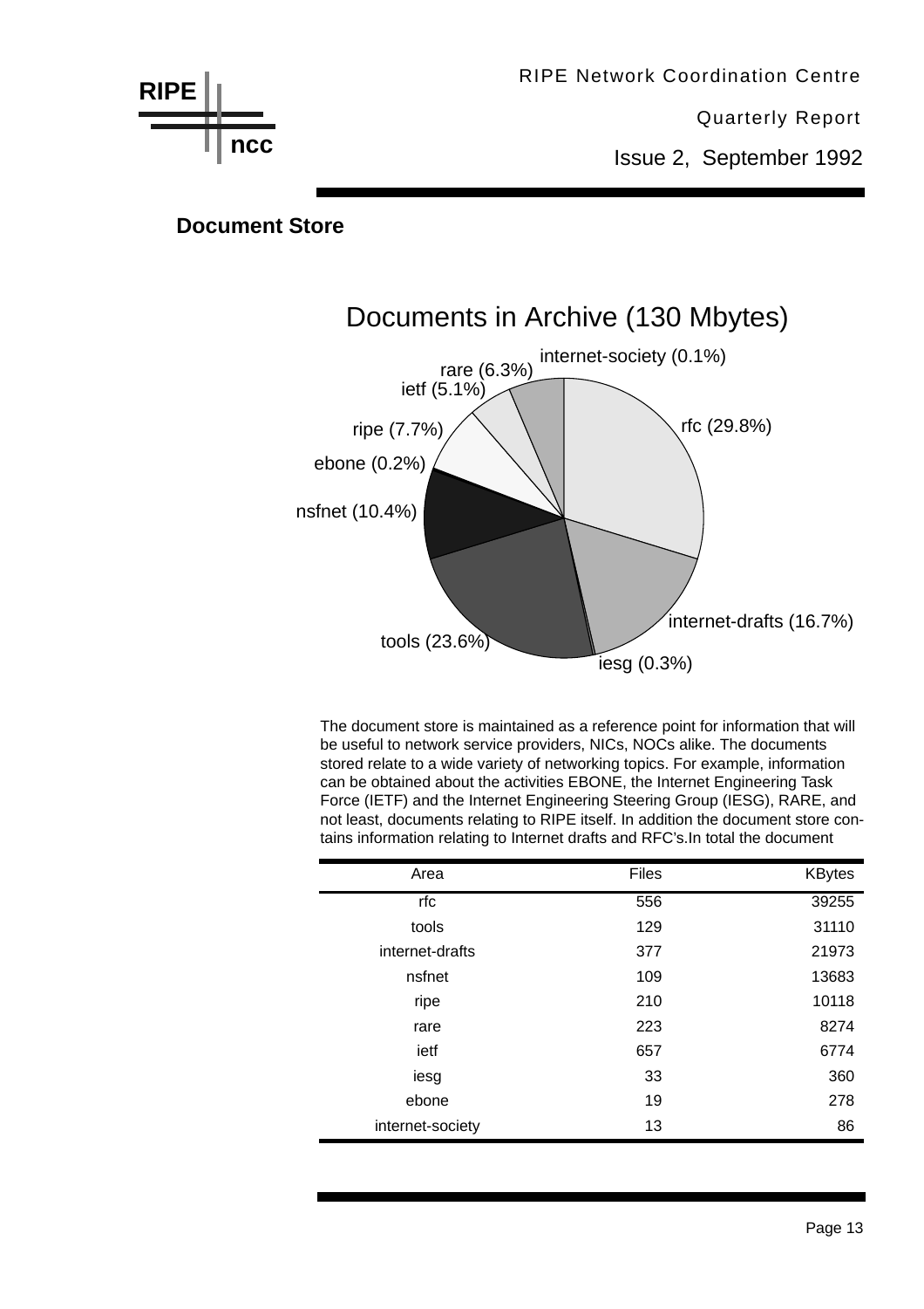## Document Store

Documents in Archive (130 Mbytes)

internet-society (0.1%)
rare (6.3%)
ietf (5.1%)
ripe (7.7%)
ebone (0.2%)
nsfnet (10.4%)
rfc (29.8%)
internet-drafts (16.7%)
tools (23.6%)
iesg (0.3%)

The document store is maintained as a reference point for information that will be useful to network service providers, NICs, NOCs alike. The documents stored relate to a wide variety of networking topics. For example, information can be obtained about the activities EBONE, the Internet Engineering Task Force (IETF) and the Internet Engineering Steering Group (IESG), RARE, and not least, documents relating to RIPE itself. In addition the document store contains information relating to Internet drafts and RFC's.In total the document

| Area | Files | KBytes |
|---|---|---|
| rfc | 556 | 39255 |
| tools | 129 | 31110 |
| internet-drafts | 377 | 21973 |
| nsfnet | 109 | 13683 |
| ripe | 210 | 10118 |
| rare | 223 | 8274 |
| ietf | 657 | 6774 |
| iesg | 33 | 360 |
| ebone | 19 | 278 |
| internet-society | 13 | 86 |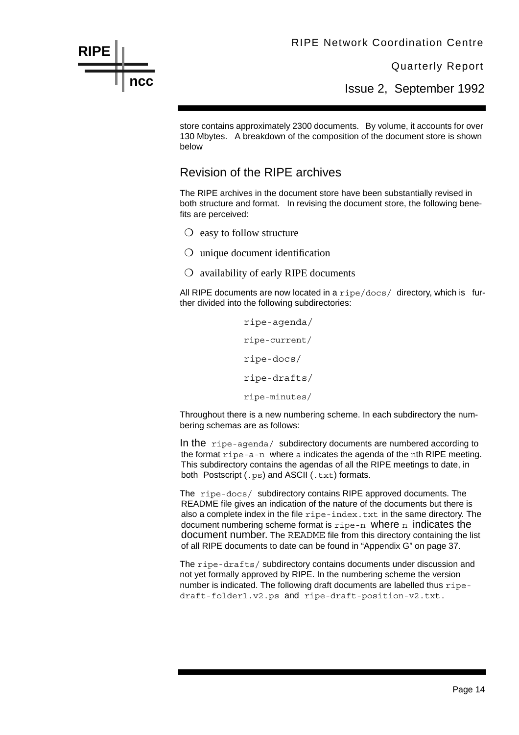store contains approximately 2300 documents. By volume, it accounts for over 130 Mbytes. A breakdown of the composition of the document store is shown below

## Revision of the RIPE archives

The RIPE archives in the document store have been substantially revised in both structure and format. In revising the document store, the following benefits are perceived:

- easy to follow structure
- unique document identification
- availability of early RIPE documents

All RIPE documents are now located in a `ripe/docs/` directory, which is further divided into the following subdirectories:

```
ripe-agenda/
ripe-current/
ripe-docs/
ripe-drafts/
ripe-minutes/
```

Throughout there is a new numbering scheme. In each subdirectory the numbering schemas are as follows:

In the `ripe-agenda/` subdirectory documents are numbered according to the format `ripe-a-n` where `a` indicates the agenda of the `n`th RIPE meeting. This subdirectory contains the agendas of all the RIPE meetings to date, in both Postscript (`.ps`) and ASCII (`.txt`) formats.

The `ripe-docs/` subdirectory contains RIPE approved documents. The README file gives an indication of the nature of the documents but there is also a complete index in the file `ripe-index.txt` in the same directory. The document numbering scheme format is `ripe-n` where `n` indicates the document number. The `README` file from this directory containing the list of all RIPE documents to date can be found in "Appendix G" on page 37.

The `ripe-drafts/` subdirectory contains documents under discussion and not yet formally approved by RIPE. In the numbering scheme the version number is indicated. The following draft documents are labelled thus `ripe-draft-folder1.v2.ps` and `ripe-draft-position-v2.txt`.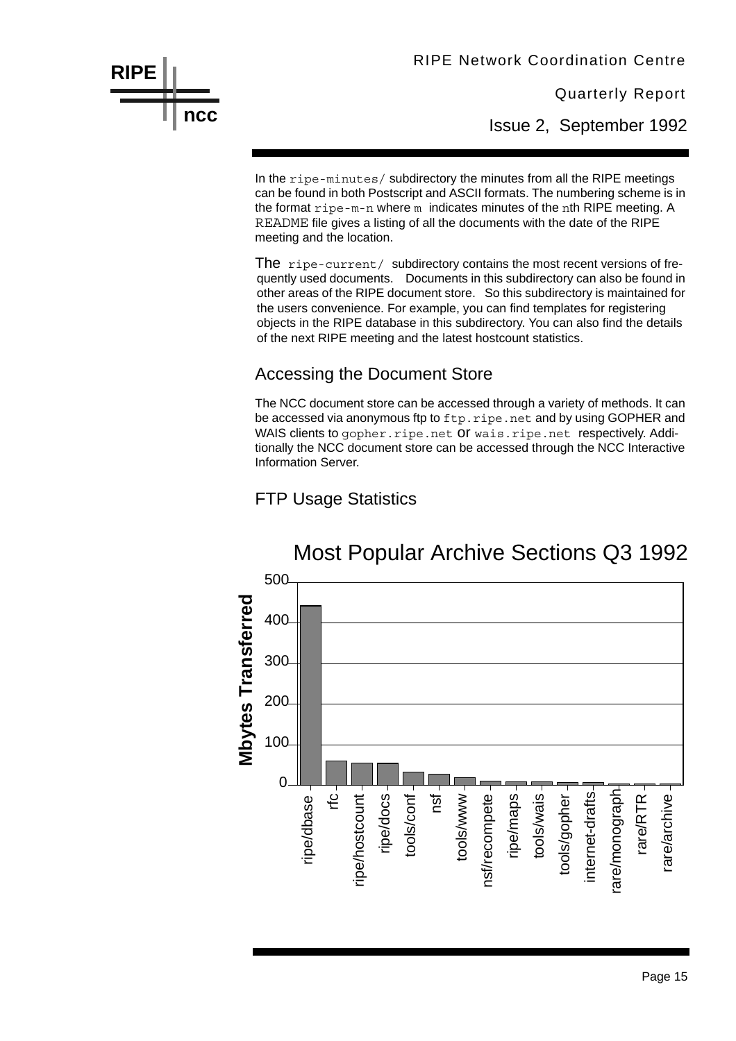In the `ripe-minutes/` subdirectory the minutes from all the RIPE meetings can be found in both Postscript and ASCII formats. The numbering scheme is in the format `ripe-m-n` where `m` indicates minutes of the `n`th RIPE meeting. A `README` file gives a listing of all the documents with the date of the RIPE meeting and the location.

The `ripe-current/` subdirectory contains the most recent versions of frequently used documents. Documents in this subdirectory can also be found in other areas of the RIPE document store. So this subdirectory is maintained for the users convenience. For example, you can find templates for registering objects in the RIPE database in this subdirectory. You can also find the details of the next RIPE meeting and the latest hostcount statistics.

## Accessing the Document Store

The NCC document store can be accessed through a variety of methods. It can be accessed via anonymous ftp to `ftp.ripe.net` and by using GOPHER and WAIS clients to `gopher.ripe.net` or `wais.ripe.net` respectively. Additionally the NCC document store can be accessed through the NCC Interactive Information Server.

## FTP Usage Statistics

Most Popular Archive Sections Q3 1992

| Archive section | Mbytes Transferred (approx.) |
| --- | --- |
| ripe/dbase | 440 |
| rfc | 58 |
| ripe/hostcount | 54 |
| ripe/docs | 52 |
| tools/conf | 32 |
| nsf | 27 |
| tools/www | 18 |
| nsf/recompete | 10 |
| ripe/maps | 8 |
| tools/wais | 8 |
| tools/gopher | 7 |
| internet-drafts | 7 |
| rare/monograph | 3 |
| rare/RTR | 3 |
| rare/archive | 3 |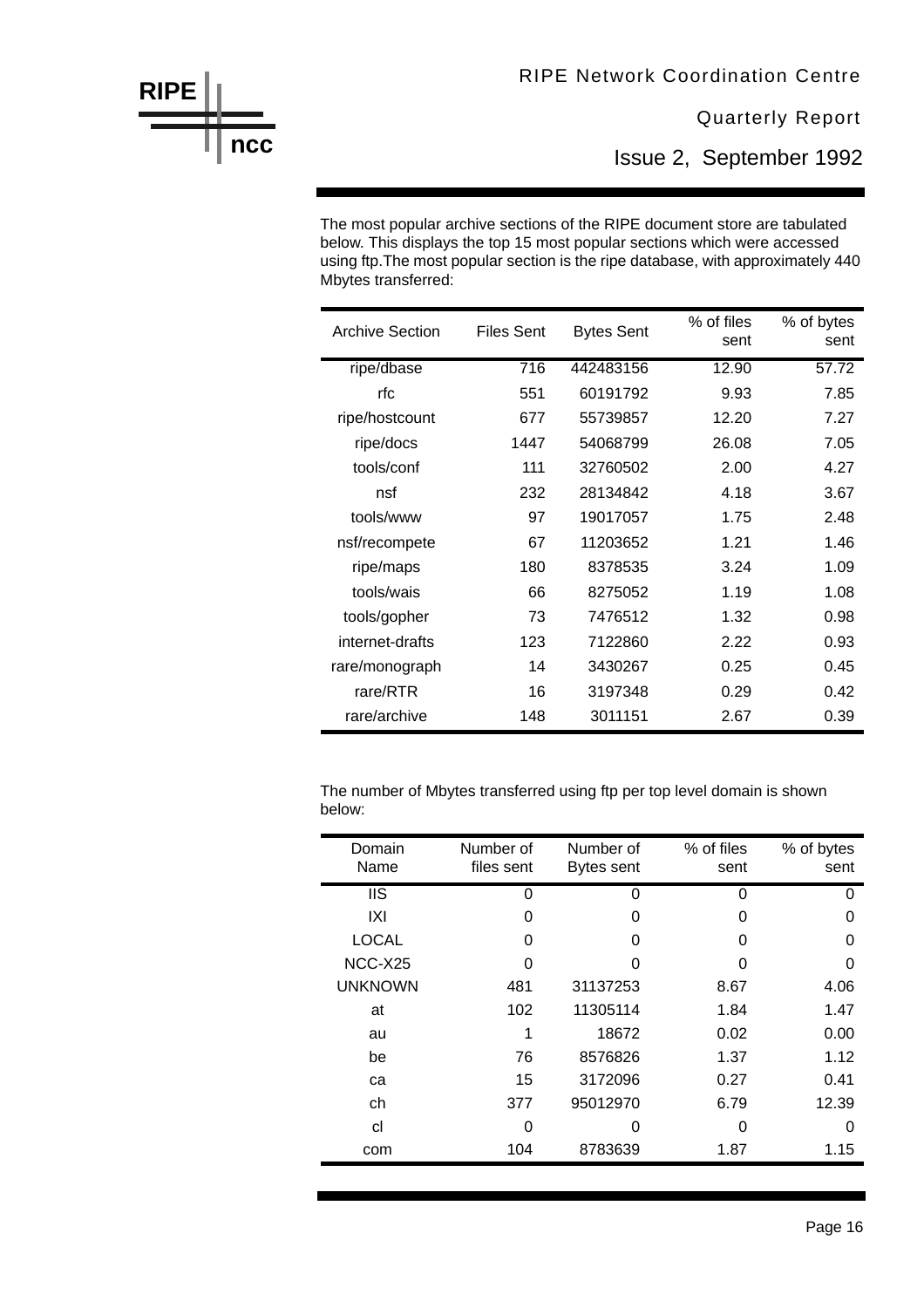The most popular archive sections of the RIPE document store are tabulated below. This displays the top 15 most popular sections which were accessed using ftp.The most popular section is the ripe database, with approximately 440 Mbytes transferred:

| Archive Section | Files Sent | Bytes Sent | % of files sent | % of bytes sent |
|---|---|---|---|---|
| ripe/dbase | 716 | 442483156 | 12.90 | 57.72 |
| rfc | 551 | 60191792 | 9.93 | 7.85 |
| ripe/hostcount | 677 | 55739857 | 12.20 | 7.27 |
| ripe/docs | 1447 | 54068799 | 26.08 | 7.05 |
| tools/conf | 111 | 32760502 | 2.00 | 4.27 |
| nsf | 232 | 28134842 | 4.18 | 3.67 |
| tools/www | 97 | 19017057 | 1.75 | 2.48 |
| nsf/recompete | 67 | 11203652 | 1.21 | 1.46 |
| ripe/maps | 180 | 8378535 | 3.24 | 1.09 |
| tools/wais | 66 | 8275052 | 1.19 | 1.08 |
| tools/gopher | 73 | 7476512 | 1.32 | 0.98 |
| internet-drafts | 123 | 7122860 | 2.22 | 0.93 |
| rare/monograph | 14 | 3430267 | 0.25 | 0.45 |
| rare/RTR | 16 | 3197348 | 0.29 | 0.42 |
| rare/archive | 148 | 3011151 | 2.67 | 0.39 |

The number of Mbytes transferred using ftp per top level domain is shown below:

| Domain Name | Number of files sent | Number of Bytes sent | % of files sent | % of bytes sent |
|---|---|---|---|---|
| IIS | 0 | 0 | 0 | 0 |
| IXI | 0 | 0 | 0 | 0 |
| LOCAL | 0 | 0 | 0 | 0 |
| NCC-X25 | 0 | 0 | 0 | 0 |
| UNKNOWN | 481 | 31137253 | 8.67 | 4.06 |
| at | 102 | 11305114 | 1.84 | 1.47 |
| au | 1 | 18672 | 0.02 | 0.00 |
| be | 76 | 8576826 | 1.37 | 1.12 |
| ca | 15 | 3172096 | 0.27 | 0.41 |
| ch | 377 | 95012970 | 6.79 | 12.39 |
| cl | 0 | 0 | 0 | 0 |
| com | 104 | 8783639 | 1.87 | 1.15 |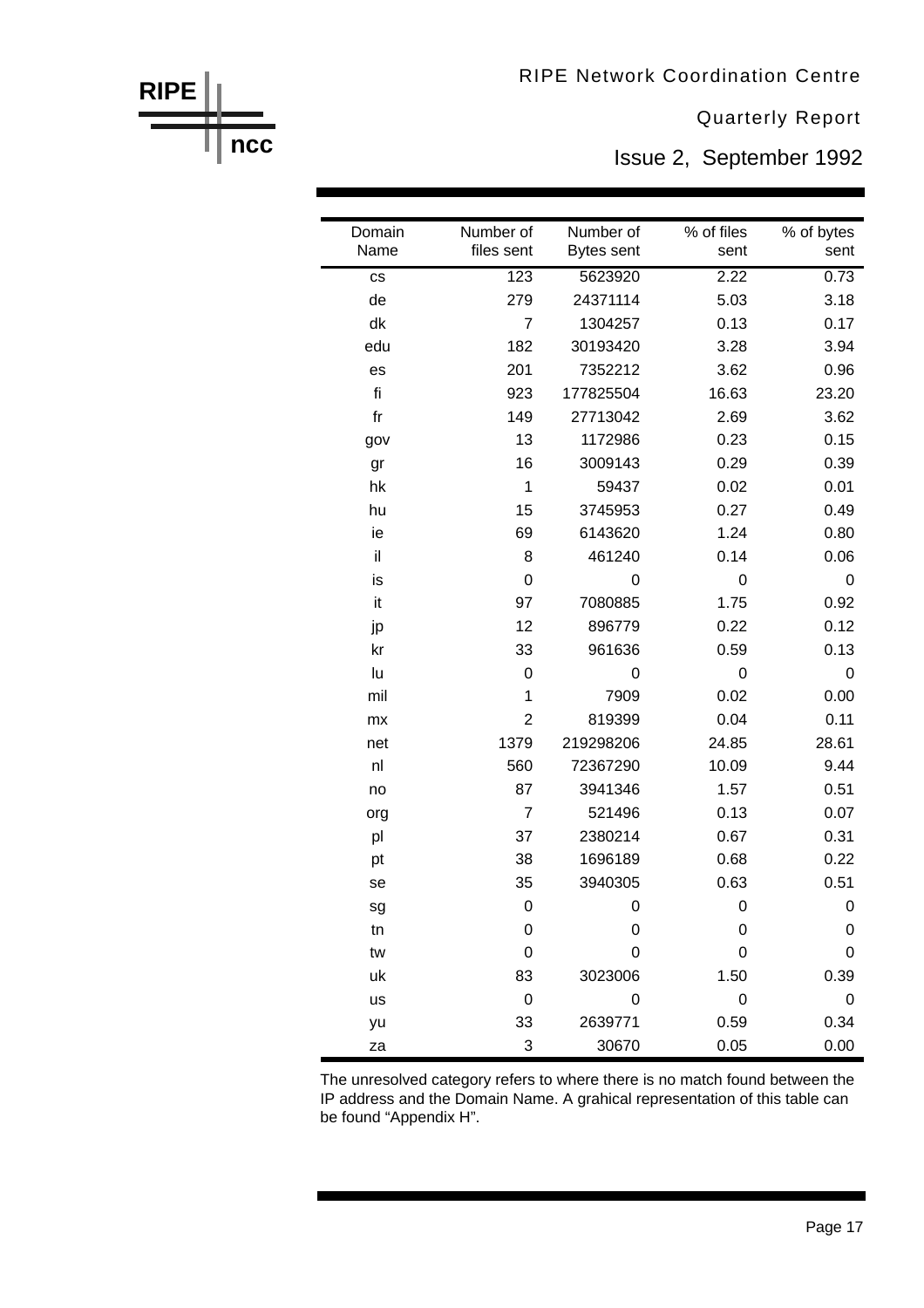| Domain Name | Number of files sent | Number of Bytes sent | % of files sent | % of bytes sent |
|---|---|---|---|---|
| cs | 123 | 5623920 | 2.22 | 0.73 |
| de | 279 | 24371114 | 5.03 | 3.18 |
| dk | 7 | 1304257 | 0.13 | 0.17 |
| edu | 182 | 30193420 | 3.28 | 3.94 |
| es | 201 | 7352212 | 3.62 | 0.96 |
| fi | 923 | 177825504 | 16.63 | 23.20 |
| fr | 149 | 27713042 | 2.69 | 3.62 |
| gov | 13 | 1172986 | 0.23 | 0.15 |
| gr | 16 | 3009143 | 0.29 | 0.39 |
| hk | 1 | 59437 | 0.02 | 0.01 |
| hu | 15 | 3745953 | 0.27 | 0.49 |
| ie | 69 | 6143620 | 1.24 | 0.80 |
| il | 8 | 461240 | 0.14 | 0.06 |
| is | 0 | 0 | 0 | 0 |
| it | 97 | 7080885 | 1.75 | 0.92 |
| jp | 12 | 896779 | 0.22 | 0.12 |
| kr | 33 | 961636 | 0.59 | 0.13 |
| lu | 0 | 0 | 0 | 0 |
| mil | 1 | 7909 | 0.02 | 0.00 |
| mx | 2 | 819399 | 0.04 | 0.11 |
| net | 1379 | 219298206 | 24.85 | 28.61 |
| nl | 560 | 72367290 | 10.09 | 9.44 |
| no | 87 | 3941346 | 1.57 | 0.51 |
| org | 7 | 521496 | 0.13 | 0.07 |
| pl | 37 | 2380214 | 0.67 | 0.31 |
| pt | 38 | 1696189 | 0.68 | 0.22 |
| se | 35 | 3940305 | 0.63 | 0.51 |
| sg | 0 | 0 | 0 | 0 |
| tn | 0 | 0 | 0 | 0 |
| tw | 0 | 0 | 0 | 0 |
| uk | 83 | 3023006 | 1.50 | 0.39 |
| us | 0 | 0 | 0 | 0 |
| yu | 33 | 2639771 | 0.59 | 0.34 |
| za | 3 | 30670 | 0.05 | 0.00 |

The unresolved category refers to where there is no match found between the IP address and the Domain Name. A grahical representation of this table can be found "Appendix H".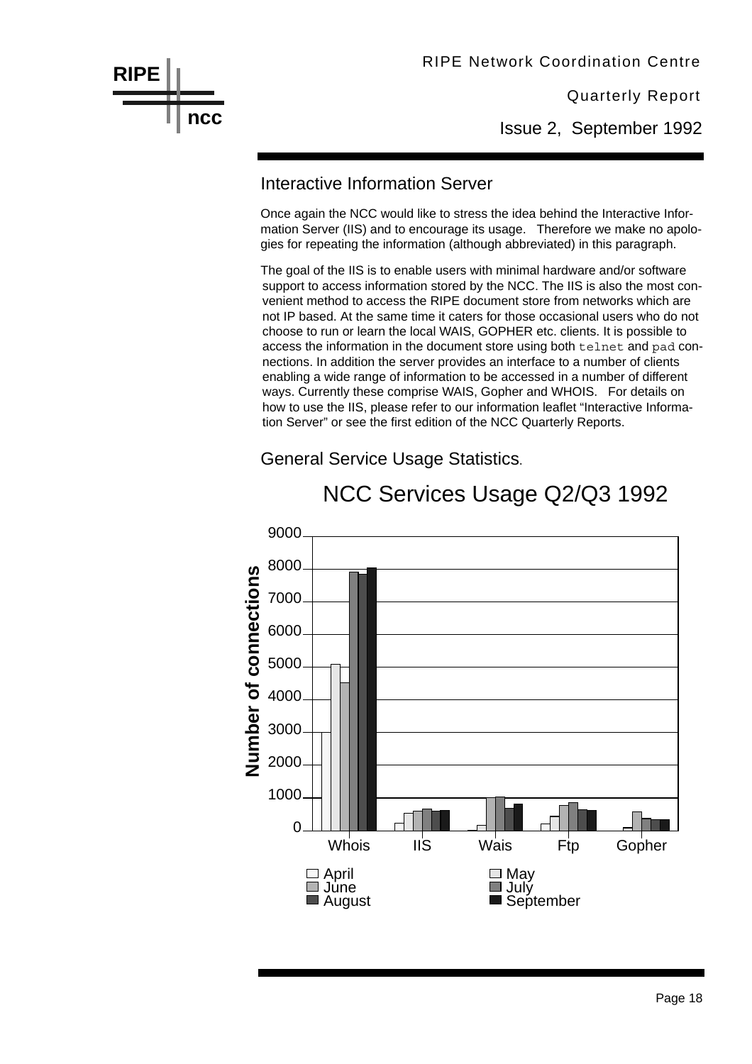## Interactive Information Server

Once again the NCC would like to stress the idea behind the Interactive Information Server (IIS) and to encourage its usage. Therefore we make no apologies for repeating the information (although abbreviated) in this paragraph.

The goal of the IIS is to enable users with minimal hardware and/or software support to access information stored by the NCC. The IIS is also the most convenient method to access the RIPE document store from networks which are not IP based. At the same time it caters for those occasional users who do not choose to run or learn the local WAIS, GOPHER etc. clients. It is possible to access the information in the document store using both `telnet` and `pad` connections. In addition the server provides an interface to a number of clients enabling a wide range of information to be accessed in a number of different ways. Currently these comprise WAIS, Gopher and WHOIS. For details on how to use the IIS, please refer to our information leaflet "Interactive Information Server" or see the first edition of the NCC Quarterly Reports.

## General Service Usage Statistics.

NCC Services Usage Q2/Q3 1992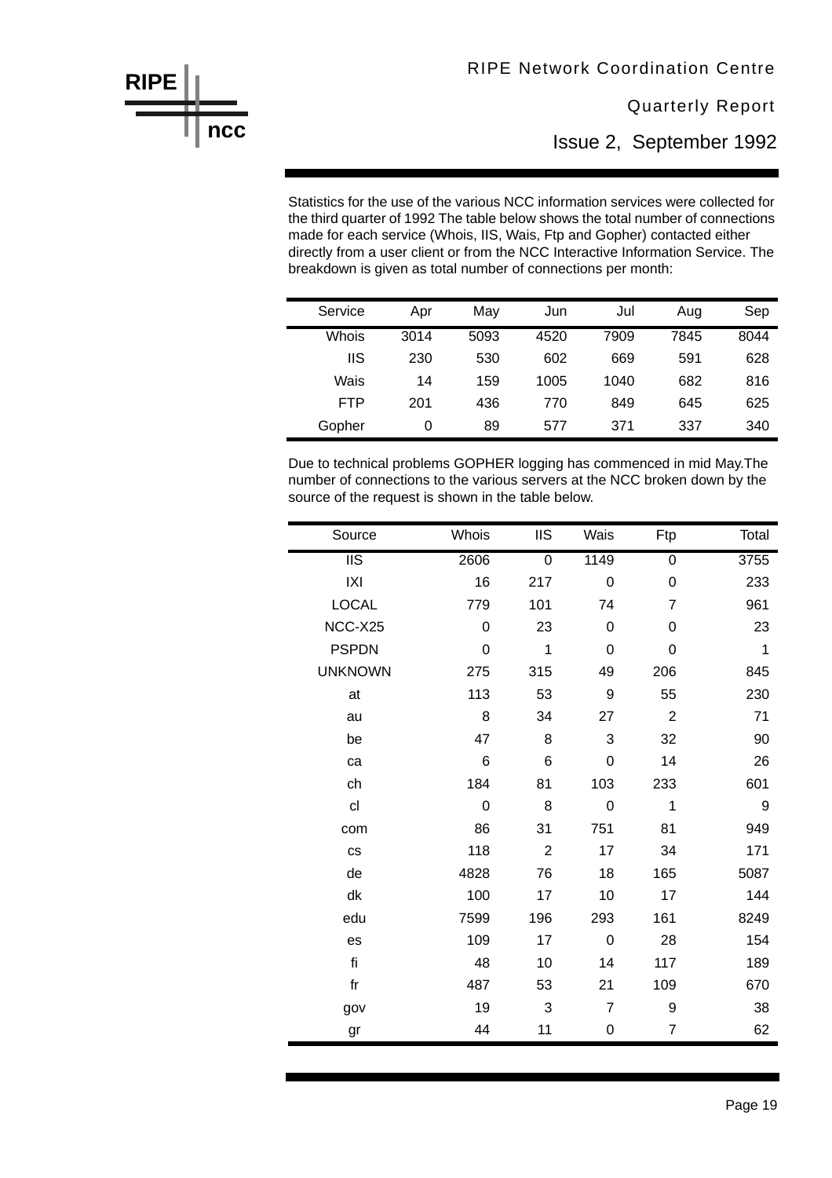Statistics for the use of the various NCC information services were collected for the third quarter of 1992 The table below shows the total number of connections made for each service (Whois, IIS, Wais, Ftp and Gopher) contacted either directly from a user client or from the NCC Interactive Information Service. The breakdown is given as total number of connections per month:

| Service | Apr | May | Jun | Jul | Aug | Sep |
|---|---|---|---|---|---|---|
| Whois | 3014 | 5093 | 4520 | 7909 | 7845 | 8044 |
| IIS | 230 | 530 | 602 | 669 | 591 | 628 |
| Wais | 14 | 159 | 1005 | 1040 | 682 | 816 |
| FTP | 201 | 436 | 770 | 849 | 645 | 625 |
| Gopher | 0 | 89 | 577 | 371 | 337 | 340 |

Due to technical problems GOPHER logging has commenced in mid May.The number of connections to the various servers at the NCC broken down by the source of the request is shown in the table below.

| Source | Whois | IIS | Wais | Ftp | Total |
|---|---|---|---|---|---|
| IIS | 2606 | 0 | 1149 | 0 | 3755 |
| IXI | 16 | 217 | 0 | 0 | 233 |
| LOCAL | 779 | 101 | 74 | 7 | 961 |
| NCC-X25 | 0 | 23 | 0 | 0 | 23 |
| PSPDN | 0 | 1 | 0 | 0 | 1 |
| UNKNOWN | 275 | 315 | 49 | 206 | 845 |
| at | 113 | 53 | 9 | 55 | 230 |
| au | 8 | 34 | 27 | 2 | 71 |
| be | 47 | 8 | 3 | 32 | 90 |
| ca | 6 | 6 | 0 | 14 | 26 |
| ch | 184 | 81 | 103 | 233 | 601 |
| cl | 0 | 8 | 0 | 1 | 9 |
| com | 86 | 31 | 751 | 81 | 949 |
| cs | 118 | 2 | 17 | 34 | 171 |
| de | 4828 | 76 | 18 | 165 | 5087 |
| dk | 100 | 17 | 10 | 17 | 144 |
| edu | 7599 | 196 | 293 | 161 | 8249 |
| es | 109 | 17 | 0 | 28 | 154 |
| fi | 48 | 10 | 14 | 117 | 189 |
| fr | 487 | 53 | 21 | 109 | 670 |
| gov | 19 | 3 | 7 | 9 | 38 |
| gr | 44 | 11 | 0 | 7 | 62 |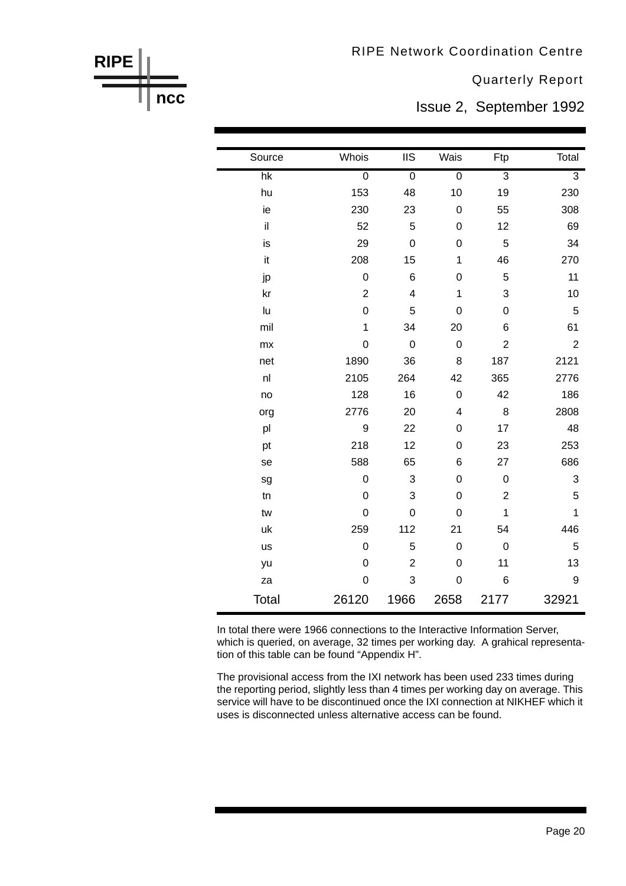| Source | Whois | IIS | Wais | Ftp | Total |
|---|---|---|---|---|---|
| hk | 0 | 0 | 0 | 3 | 3 |
| hu | 153 | 48 | 10 | 19 | 230 |
| ie | 230 | 23 | 0 | 55 | 308 |
| il | 52 | 5 | 0 | 12 | 69 |
| is | 29 | 0 | 0 | 5 | 34 |
| it | 208 | 15 | 1 | 46 | 270 |
| jp | 0 | 6 | 0 | 5 | 11 |
| kr | 2 | 4 | 1 | 3 | 10 |
| lu | 0 | 5 | 0 | 0 | 5 |
| mil | 1 | 34 | 20 | 6 | 61 |
| mx | 0 | 0 | 0 | 2 | 2 |
| net | 1890 | 36 | 8 | 187 | 2121 |
| nl | 2105 | 264 | 42 | 365 | 2776 |
| no | 128 | 16 | 0 | 42 | 186 |
| org | 2776 | 20 | 4 | 8 | 2808 |
| pl | 9 | 22 | 0 | 17 | 48 |
| pt | 218 | 12 | 0 | 23 | 253 |
| se | 588 | 65 | 6 | 27 | 686 |
| sg | 0 | 3 | 0 | 0 | 3 |
| tn | 0 | 3 | 0 | 2 | 5 |
| tw | 0 | 0 | 0 | 1 | 1 |
| uk | 259 | 112 | 21 | 54 | 446 |
| us | 0 | 5 | 0 | 0 | 5 |
| yu | 0 | 2 | 0 | 11 | 13 |
| za | 0 | 3 | 0 | 6 | 9 |
| Total | 26120 | 1966 | 2658 | 2177 | 32921 |

In total there were 1966 connections to the Interactive Information Server, which is queried, on average, 32 times per working day. A grahical representation of this table can be found "Appendix H".

The provisional access from the IXI network has been used 233 times during the reporting period, slightly less than 4 times per working day on average. This service will have to be discontinued once the IXI connection at NIKHEF which it uses is disconnected unless alternative access can be found.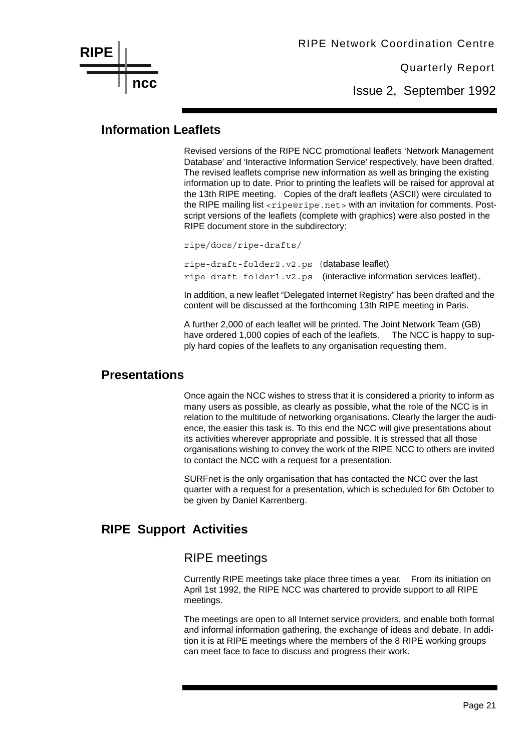## Information Leaflets

Revised versions of the RIPE NCC promotional leaflets 'Network Management Database' and 'Interactive Information Service' respectively, have been drafted. The revised leaflets comprise new information as well as bringing the existing information up to date. Prior to printing the leaflets will be raised for approval at the 13th RIPE meeting. Copies of the draft leaflets (ASCII) were circulated to the RIPE mailing list `<ripe@ripe.net>` with an invitation for comments. Post-script versions of the leaflets (complete with graphics) were also posted in the RIPE document store in the subdirectory:

`ripe/docs/ripe-drafts/`

`ripe-draft-folder2.v2.ps` (database leaflet)
`ripe-draft-folder1.v2.ps` (interactive information services leaflet).

In addition, a new leaflet "Delegated Internet Registry" has been drafted and the content will be discussed at the forthcoming 13th RIPE meeting in Paris.

A further 2,000 of each leaflet will be printed. The Joint Network Team (GB) have ordered 1,000 copies of each of the leaflets. The NCC is happy to supply hard copies of the leaflets to any organisation requesting them.

## Presentations

Once again the NCC wishes to stress that it is considered a priority to inform as many users as possible, as clearly as possible, what the role of the NCC is in relation to the multitude of networking organisations. Clearly the larger the audience, the easier this task is. To this end the NCC will give presentations about its activities wherever appropriate and possible. It is stressed that all those organisations wishing to convey the work of the RIPE NCC to others are invited to contact the NCC with a request for a presentation.

SURFnet is the only organisation that has contacted the NCC over the last quarter with a request for a presentation, which is scheduled for 6th October to be given by Daniel Karrenberg.

## RIPE Support Activities

### RIPE meetings

Currently RIPE meetings take place three times a year. From its initiation on April 1st 1992, the RIPE NCC was chartered to provide support to all RIPE meetings.

The meetings are open to all Internet service providers, and enable both formal and informal information gathering, the exchange of ideas and debate. In addition it is at RIPE meetings where the members of the 8 RIPE working groups can meet face to face to discuss and progress their work.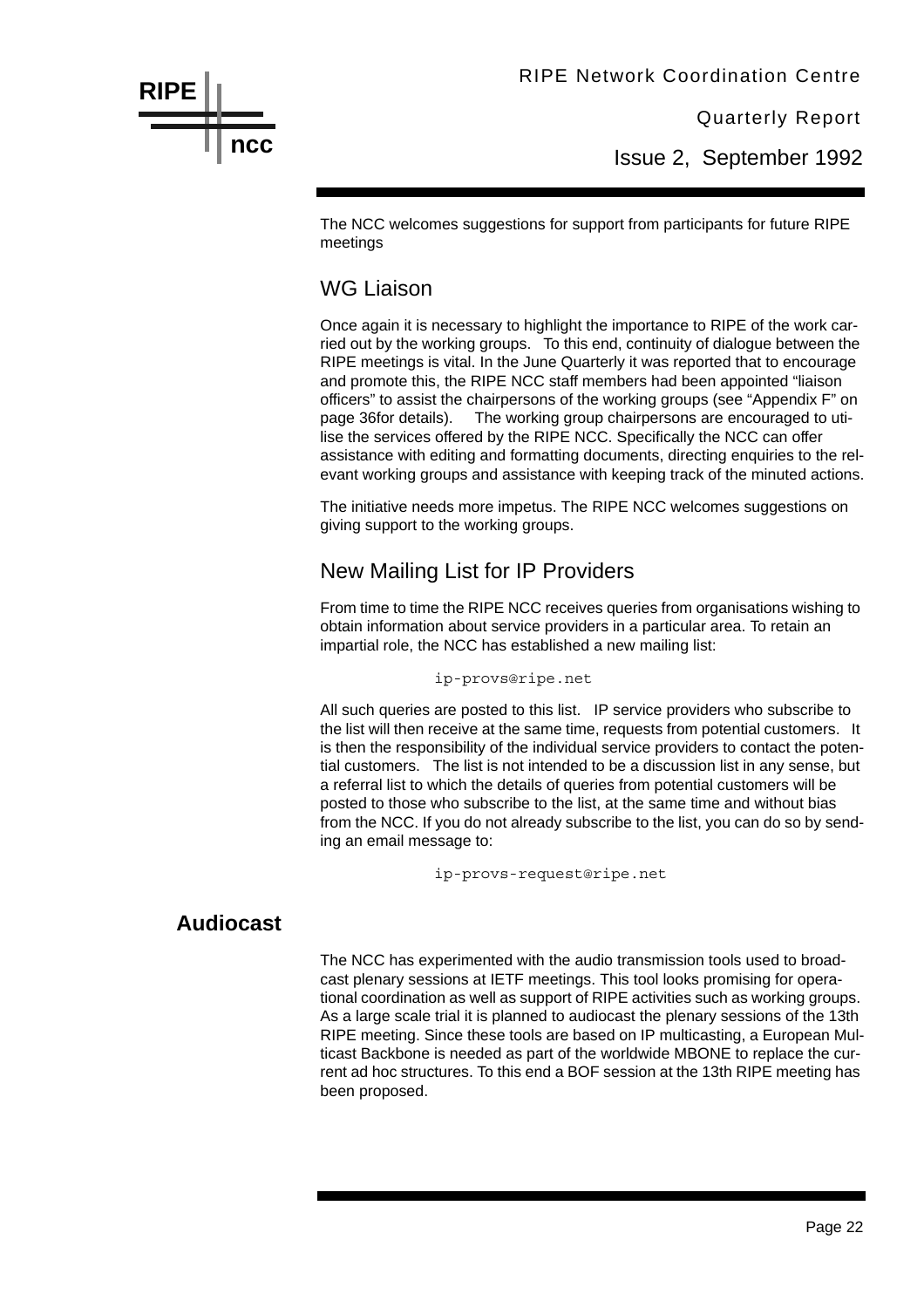The NCC welcomes suggestions for support from participants for future RIPE meetings

## WG Liaison

Once again it is necessary to highlight the importance to RIPE of the work carried out by the working groups. To this end, continuity of dialogue between the RIPE meetings is vital. In the June Quarterly it was reported that to encourage and promote this, the RIPE NCC staff members had been appointed "liaison officers" to assist the chairpersons of the working groups (see "Appendix F" on page 36for details). The working group chairpersons are encouraged to utilise the services offered by the RIPE NCC. Specifically the NCC can offer assistance with editing and formatting documents, directing enquiries to the relevant working groups and assistance with keeping track of the minuted actions.

The initiative needs more impetus. The RIPE NCC welcomes suggestions on giving support to the working groups.

## New Mailing List for IP Providers

From time to time the RIPE NCC receives queries from organisations wishing to obtain information about service providers in a particular area. To retain an impartial role, the NCC has established a new mailing list:

```
ip-provs@ripe.net
```

All such queries are posted to this list. IP service providers who subscribe to the list will then receive at the same time, requests from potential customers. It is then the responsibility of the individual service providers to contact the potential customers. The list is not intended to be a discussion list in any sense, but a referral list to which the details of queries from potential customers will be posted to those who subscribe to the list, at the same time and without bias from the NCC. If you do not already subscribe to the list, you can do so by sending an email message to:

```
ip-provs-request@ripe.net
```

# Audiocast

The NCC has experimented with the audio transmission tools used to broadcast plenary sessions at IETF meetings. This tool looks promising for operational coordination as well as support of RIPE activities such as working groups. As a large scale trial it is planned to audiocast the plenary sessions of the 13th RIPE meeting. Since these tools are based on IP multicasting, a European Multicast Backbone is needed as part of the worldwide MBONE to replace the current ad hoc structures. To this end a BOF session at the 13th RIPE meeting has been proposed.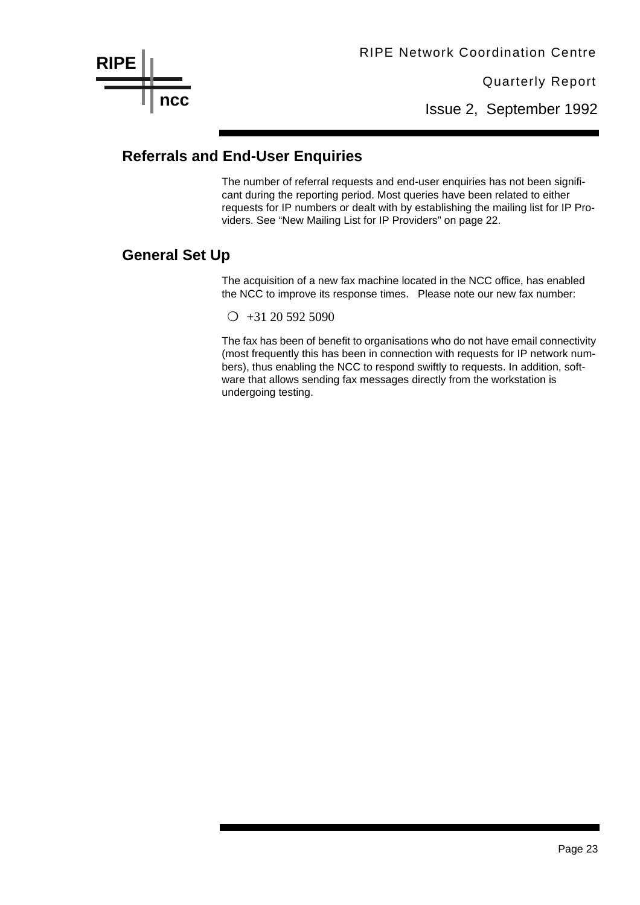## Referrals and End-User Enquiries

The number of referral requests and end-user enquiries has not been significant during the reporting period. Most queries have been related to either requests for IP numbers or dealt with by establishing the mailing list for IP Providers. See "New Mailing List for IP Providers" on page 22.

## General Set Up

The acquisition of a new fax machine located in the NCC office, has enabled the NCC to improve its response times. Please note our new fax number:

- +31 20 592 5090

The fax has been of benefit to organisations who do not have email connectivity (most frequently this has been in connection with requests for IP network numbers), thus enabling the NCC to respond swiftly to requests. In addition, software that allows sending fax messages directly from the workstation is undergoing testing.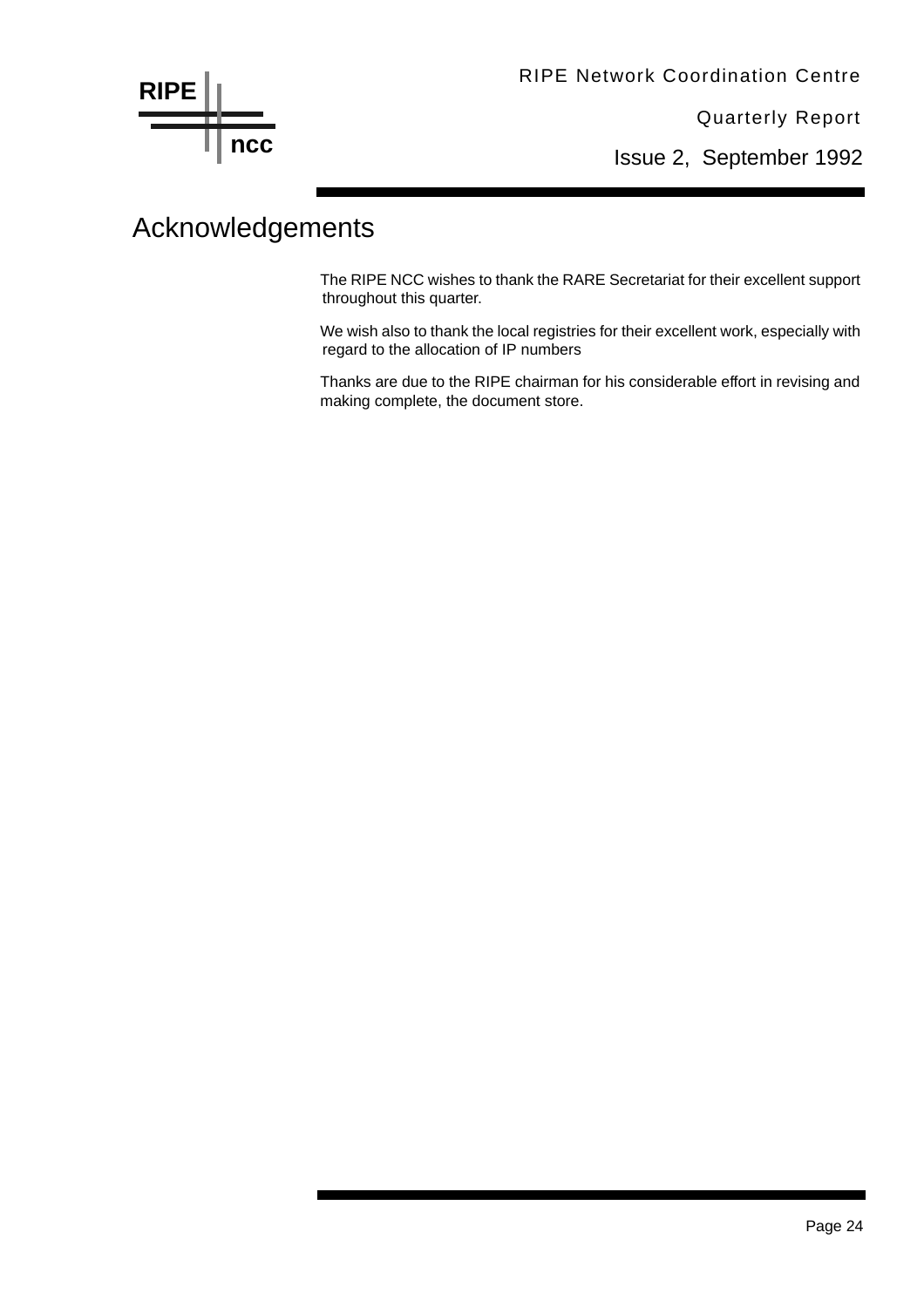# Acknowledgements

The RIPE NCC wishes to thank the RARE Secretariat for their excellent support throughout this quarter.

We wish also to thank the local registries for their excellent work, especially with regard to the allocation of IP numbers

Thanks are due to the RIPE chairman for his considerable effort in revising and making complete, the document store.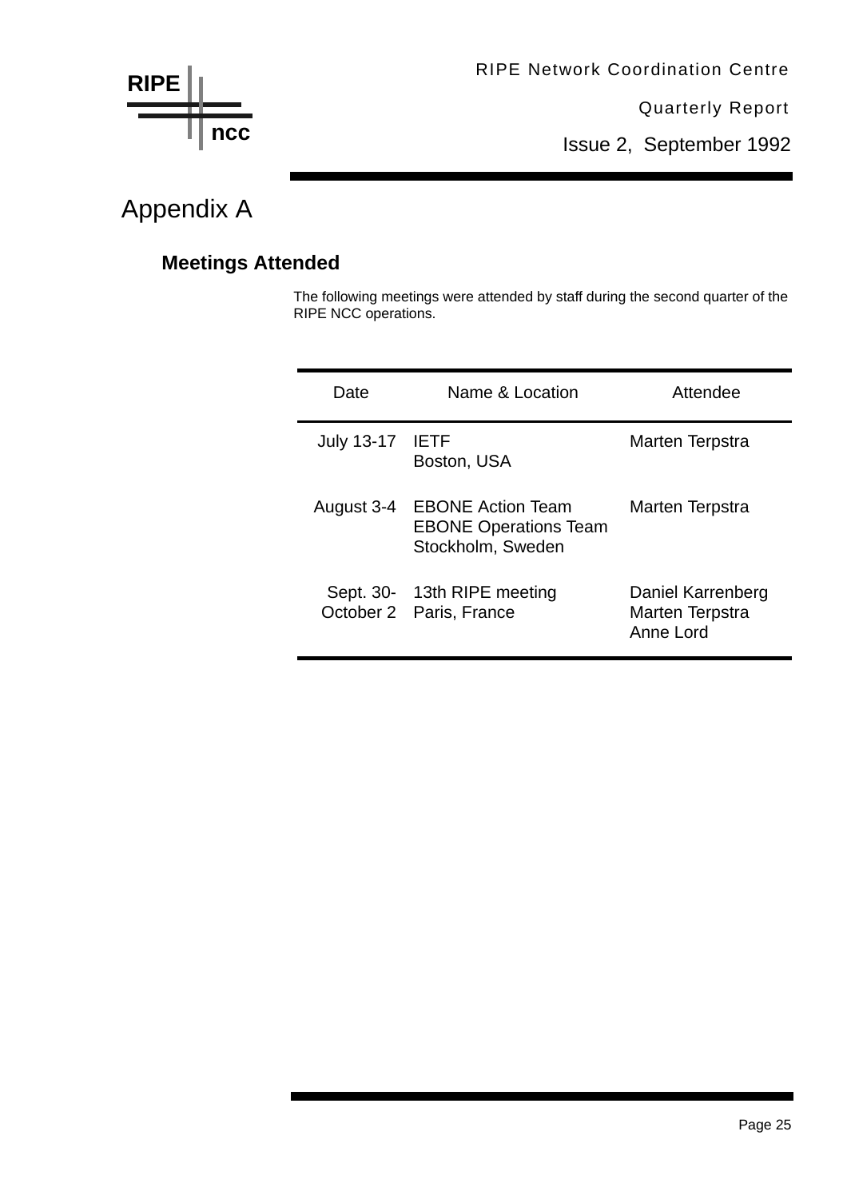# Appendix A

## Meetings Attended

The following meetings were attended by staff during the second quarter of the RIPE NCC operations.

| Date | Name & Location | Attendee |
|---|---|---|
| July 13-17 | IETF<br>Boston, USA | Marten Terpstra |
| August 3-4 | EBONE Action Team<br>EBONE Operations Team<br>Stockholm, Sweden | Marten Terpstra |
| Sept. 30-<br>October 2 | 13th RIPE meeting<br>Paris, France | Daniel Karrenberg<br>Marten Terpstra<br>Anne Lord |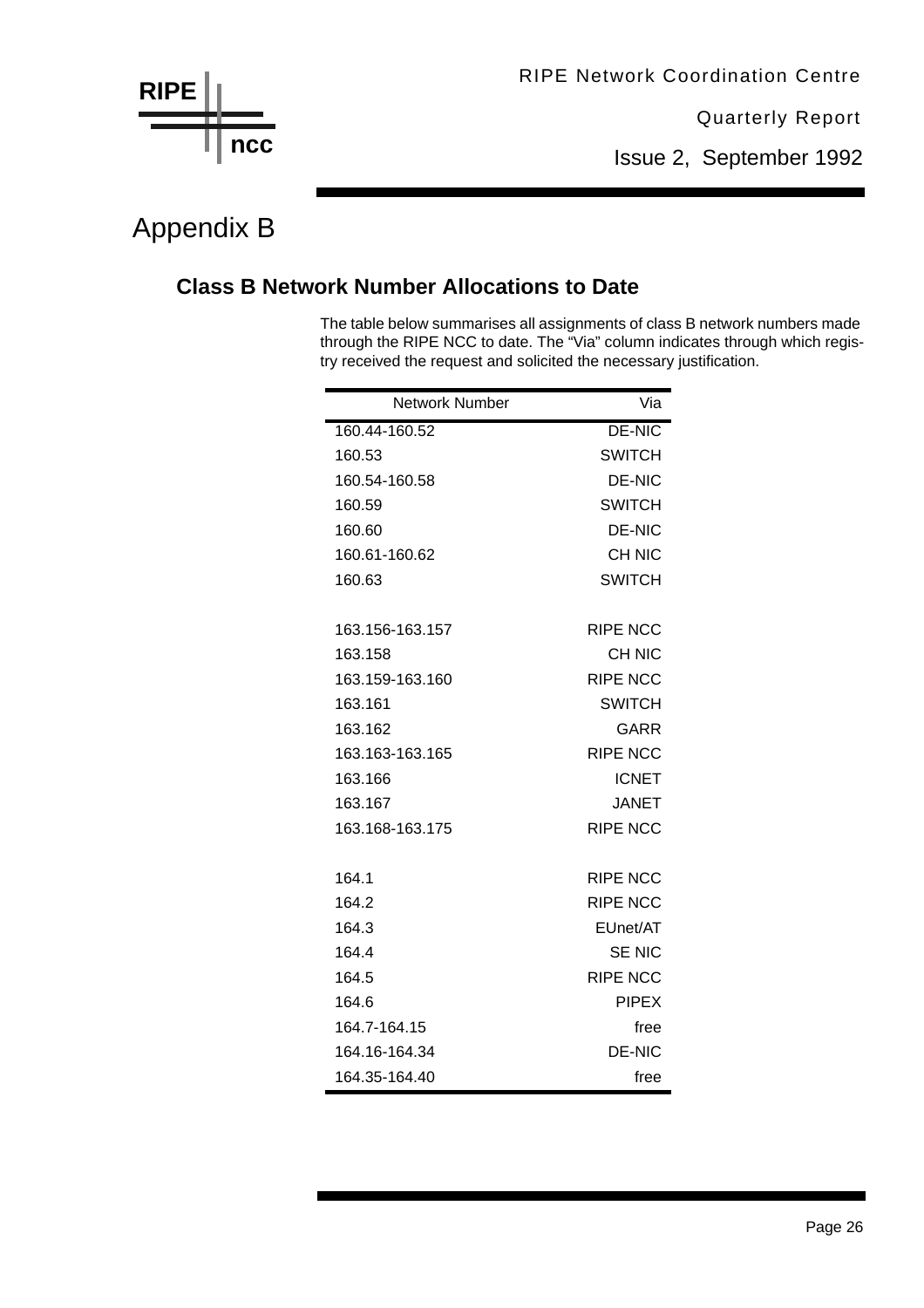# Appendix B

## Class B Network Number Allocations to Date

The table below summarises all assignments of class B network numbers made through the RIPE NCC to date. The "Via" column indicates through which registry received the request and solicited the necessary justification.

| Network Number | Via |
|---|---|
| 160.44-160.52 | DE-NIC |
| 160.53 | SWITCH |
| 160.54-160.58 | DE-NIC |
| 160.59 | SWITCH |
| 160.60 | DE-NIC |
| 160.61-160.62 | CH NIC |
| 160.63 | SWITCH |
| | |
| 163.156-163.157 | RIPE NCC |
| 163.158 | CH NIC |
| 163.159-163.160 | RIPE NCC |
| 163.161 | SWITCH |
| 163.162 | GARR |
| 163.163-163.165 | RIPE NCC |
| 163.166 | ICNET |
| 163.167 | JANET |
| 163.168-163.175 | RIPE NCC |
| | |
| 164.1 | RIPE NCC |
| 164.2 | RIPE NCC |
| 164.3 | EUnet/AT |
| 164.4 | SE NIC |
| 164.5 | RIPE NCC |
| 164.6 | PIPEX |
| 164.7-164.15 | free |
| 164.16-164.34 | DE-NIC |
| 164.35-164.40 | free |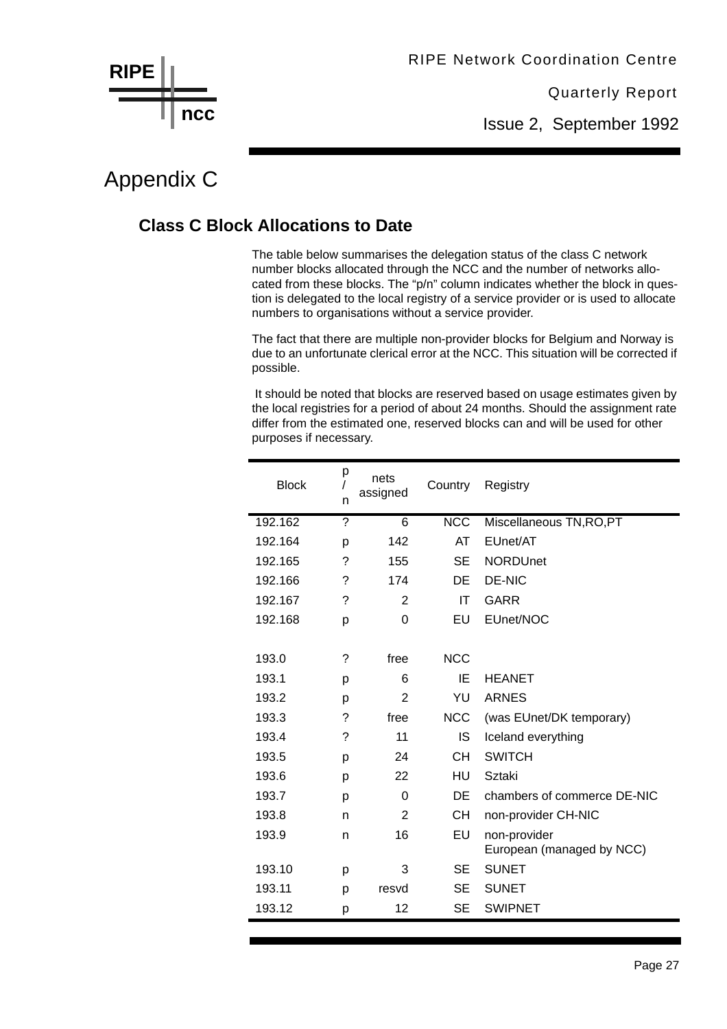# Appendix C

## Class C Block Allocations to Date

The table below summarises the delegation status of the class C network number blocks allocated through the NCC and the number of networks allocated from these blocks. The “p/n” column indicates whether the block in question is delegated to the local registry of a service provider or is used to allocate numbers to organisations without a service provider.

The fact that there are multiple non-provider blocks for Belgium and Norway is due to an unfortunate clerical error at the NCC. This situation will be corrected if possible.

It should be noted that blocks are reserved based on usage estimates given by the local registries for a period of about 24 months. Should the assignment rate differ from the estimated one, reserved blocks can and will be used for other purposes if necessary.

| Block | p/n | nets assigned | Country | Registry |
|---|---|---|---|---|
| 192.162 | ? | 6 | NCC | Miscellaneous TN,RO,PT |
| 192.164 | p | 142 | AT | EUnet/AT |
| 192.165 | ? | 155 | SE | NORDUnet |
| 192.166 | ? | 174 | DE | DE-NIC |
| 192.167 | ? | 2 | IT | GARR |
| 192.168 | p | 0 | EU | EUnet/NOC |
| | | | | |
| 193.0 | ? | free | NCC | |
| 193.1 | p | 6 | IE | HEANET |
| 193.2 | p | 2 | YU | ARNES |
| 193.3 | ? | free | NCC | (was EUnet/DK temporary) |
| 193.4 | ? | 11 | IS | Iceland everything |
| 193.5 | p | 24 | CH | SWITCH |
| 193.6 | p | 22 | HU | Sztaki |
| 193.7 | p | 0 | DE | chambers of commerce DE-NIC |
| 193.8 | n | 2 | CH | non-provider CH-NIC |
| 193.9 | n | 16 | EU | non-provider European (managed by NCC) |
| 193.10 | p | 3 | SE | SUNET |
| 193.11 | p | resvd | SE | SUNET |
| 193.12 | p | 12 | SE | SWIPNET |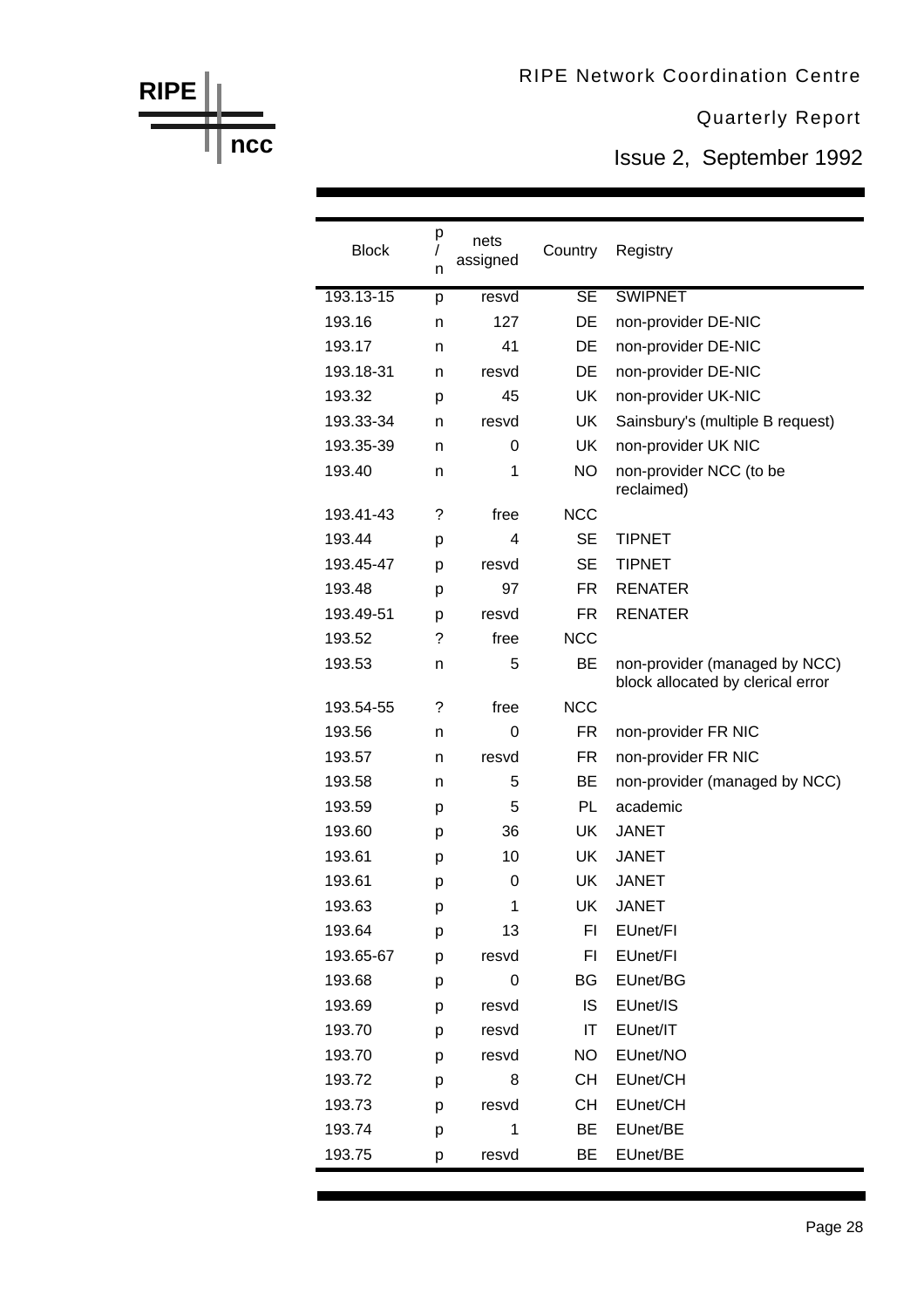| Block | p/n | nets assigned | Country | Registry |
|---|---|---|---|---|
| 193.13-15 | p | resvd | SE | SWIPNET |
| 193.16 | n | 127 | DE | non-provider DE-NIC |
| 193.17 | n | 41 | DE | non-provider DE-NIC |
| 193.18-31 | n | resvd | DE | non-provider DE-NIC |
| 193.32 | p | 45 | UK | non-provider UK-NIC |
| 193.33-34 | n | resvd | UK | Sainsbury's (multiple B request) |
| 193.35-39 | n | 0 | UK | non-provider UK NIC |
| 193.40 | n | 1 | NO | non-provider NCC (to be reclaimed) |
| 193.41-43 | ? | free | NCC | |
| 193.44 | p | 4 | SE | TIPNET |
| 193.45-47 | p | resvd | SE | TIPNET |
| 193.48 | p | 97 | FR | RENATER |
| 193.49-51 | p | resvd | FR | RENATER |
| 193.52 | ? | free | NCC | |
| 193.53 | n | 5 | BE | non-provider (managed by NCC) block allocated by clerical error |
| 193.54-55 | ? | free | NCC | |
| 193.56 | n | 0 | FR | non-provider FR NIC |
| 193.57 | n | resvd | FR | non-provider FR NIC |
| 193.58 | n | 5 | BE | non-provider (managed by NCC) |
| 193.59 | p | 5 | PL | academic |
| 193.60 | p | 36 | UK | JANET |
| 193.61 | p | 10 | UK | JANET |
| 193.61 | p | 0 | UK | JANET |
| 193.63 | p | 1 | UK | JANET |
| 193.64 | p | 13 | FI | EUnet/FI |
| 193.65-67 | p | resvd | FI | EUnet/FI |
| 193.68 | p | 0 | BG | EUnet/BG |
| 193.69 | p | resvd | IS | EUnet/IS |
| 193.70 | p | resvd | IT | EUnet/IT |
| 193.70 | p | resvd | NO | EUnet/NO |
| 193.72 | p | 8 | CH | EUnet/CH |
| 193.73 | p | resvd | CH | EUnet/CH |
| 193.74 | p | 1 | BE | EUnet/BE |
| 193.75 | p | resvd | BE | EUnet/BE |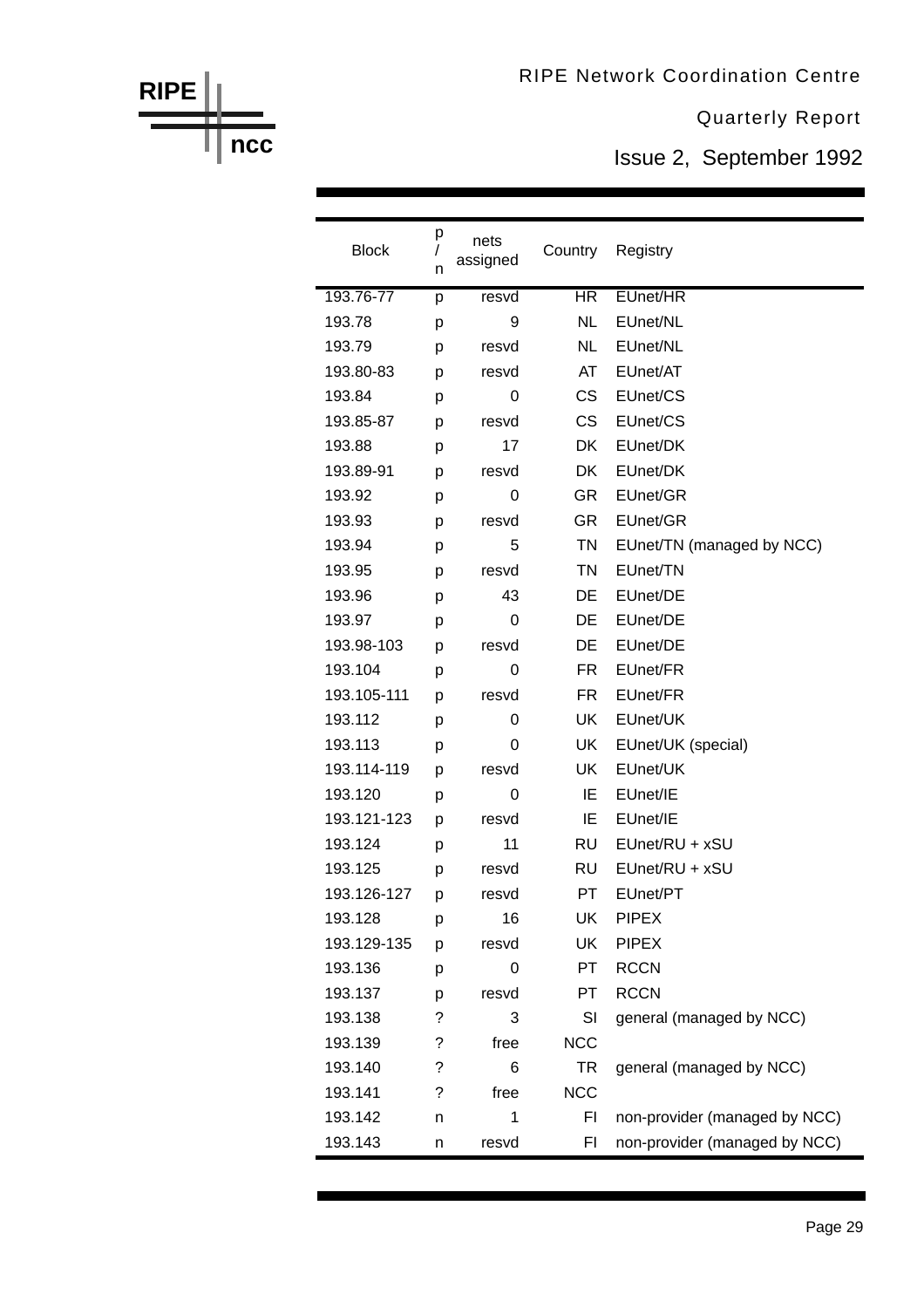| Block | p / n | nets assigned | Country | Registry |
|---|---|---|---|---|
| 193.76-77 | p | resvd | HR | EUnet/HR |
| 193.78 | p | 9 | NL | EUnet/NL |
| 193.79 | p | resvd | NL | EUnet/NL |
| 193.80-83 | p | resvd | AT | EUnet/AT |
| 193.84 | p | 0 | CS | EUnet/CS |
| 193.85-87 | p | resvd | CS | EUnet/CS |
| 193.88 | p | 17 | DK | EUnet/DK |
| 193.89-91 | p | resvd | DK | EUnet/DK |
| 193.92 | p | 0 | GR | EUnet/GR |
| 193.93 | p | resvd | GR | EUnet/GR |
| 193.94 | p | 5 | TN | EUnet/TN (managed by NCC) |
| 193.95 | p | resvd | TN | EUnet/TN |
| 193.96 | p | 43 | DE | EUnet/DE |
| 193.97 | p | 0 | DE | EUnet/DE |
| 193.98-103 | p | resvd | DE | EUnet/DE |
| 193.104 | p | 0 | FR | EUnet/FR |
| 193.105-111 | p | resvd | FR | EUnet/FR |
| 193.112 | p | 0 | UK | EUnet/UK |
| 193.113 | p | 0 | UK | EUnet/UK (special) |
| 193.114-119 | p | resvd | UK | EUnet/UK |
| 193.120 | p | 0 | IE | EUnet/IE |
| 193.121-123 | p | resvd | IE | EUnet/IE |
| 193.124 | p | 11 | RU | EUnet/RU + xSU |
| 193.125 | p | resvd | RU | EUnet/RU + xSU |
| 193.126-127 | p | resvd | PT | EUnet/PT |
| 193.128 | p | 16 | UK | PIPEX |
| 193.129-135 | p | resvd | UK | PIPEX |
| 193.136 | p | 0 | PT | RCCN |
| 193.137 | p | resvd | PT | RCCN |
| 193.138 | ? | 3 | SI | general (managed by NCC) |
| 193.139 | ? | free | NCC | |
| 193.140 | ? | 6 | TR | general (managed by NCC) |
| 193.141 | ? | free | NCC | |
| 193.142 | n | 1 | FI | non-provider (managed by NCC) |
| 193.143 | n | resvd | FI | non-provider (managed by NCC) |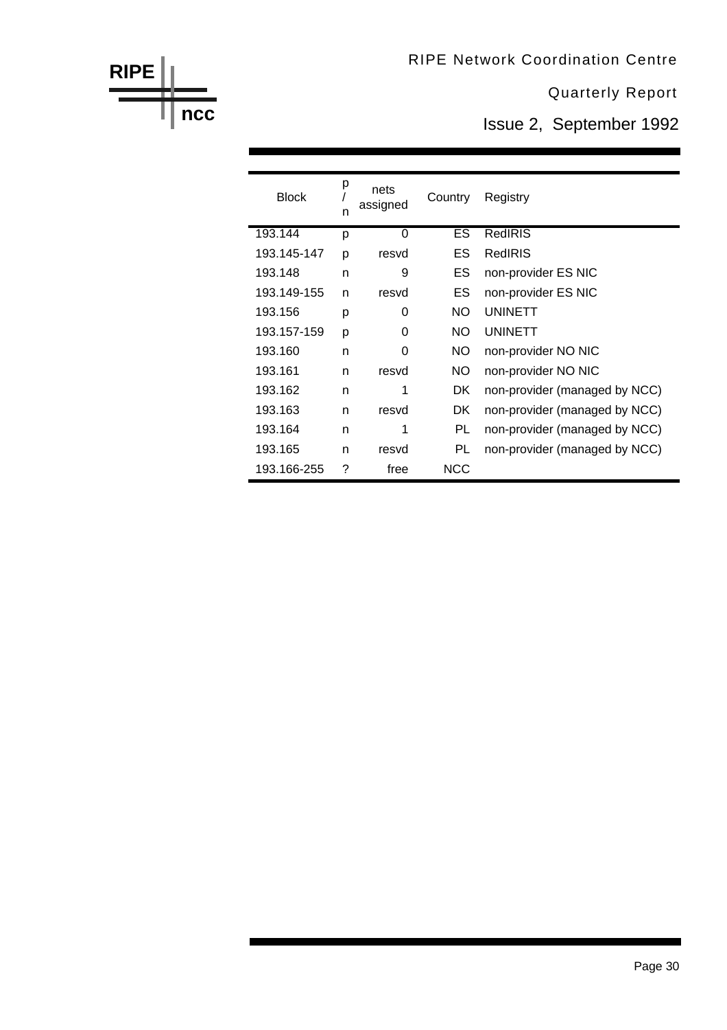| Block | p/n | nets assigned | Country | Registry |
|---|---|---|---|---|
| 193.144 | p | 0 | ES | RedIRIS |
| 193.145-147 | p | resvd | ES | RedIRIS |
| 193.148 | n | 9 | ES | non-provider ES NIC |
| 193.149-155 | n | resvd | ES | non-provider ES NIC |
| 193.156 | p | 0 | NO | UNINETT |
| 193.157-159 | p | 0 | NO | UNINETT |
| 193.160 | n | 0 | NO | non-provider NO NIC |
| 193.161 | n | resvd | NO | non-provider NO NIC |
| 193.162 | n | 1 | DK | non-provider (managed by NCC) |
| 193.163 | n | resvd | DK | non-provider (managed by NCC) |
| 193.164 | n | 1 | PL | non-provider (managed by NCC) |
| 193.165 | n | resvd | PL | non-provider (managed by NCC) |
| 193.166-255 | ? | free | NCC | |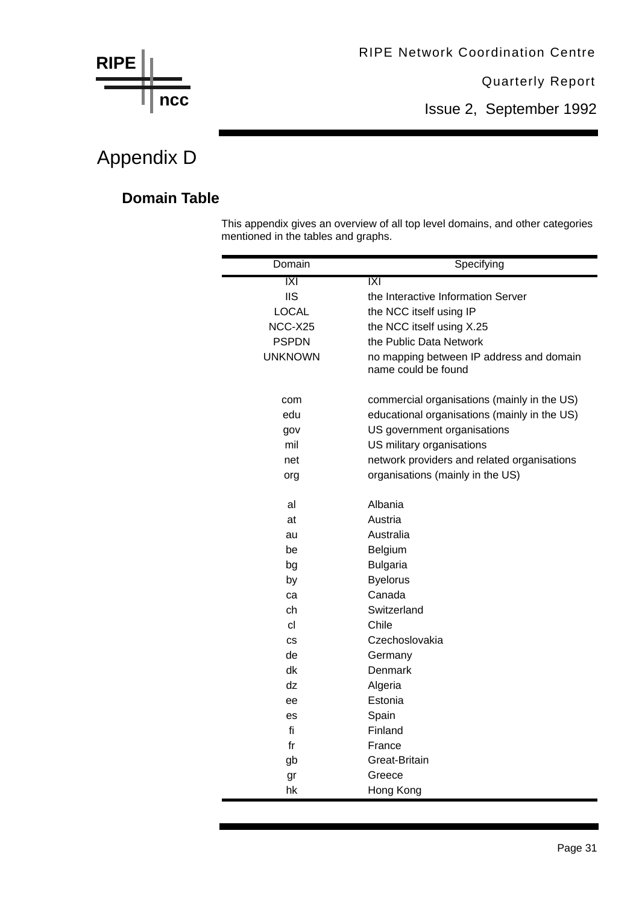# Appendix D

## Domain Table

This appendix gives an overview of all top level domains, and other categories mentioned in the tables and graphs.

| Domain | Specifying |
|---|---|
| IXI | IXI |
| IIS | the Interactive Information Server |
| LOCAL | the NCC itself using IP |
| NCC-X25 | the NCC itself using X.25 |
| PSPDN | the Public Data Network |
| UNKNOWN | no mapping between IP address and domain name could be found |
| | |
| com | commercial organisations (mainly in the US) |
| edu | educational organisations (mainly in the US) |
| gov | US government organisations |
| mil | US military organisations |
| net | network providers and related organisations |
| org | organisations (mainly in the US) |
| | |
| al | Albania |
| at | Austria |
| au | Australia |
| be | Belgium |
| bg | Bulgaria |
| by | Byelorus |
| ca | Canada |
| ch | Switzerland |
| cl | Chile |
| cs | Czechoslovakia |
| de | Germany |
| dk | Denmark |
| dz | Algeria |
| ee | Estonia |
| es | Spain |
| fi | Finland |
| fr | France |
| gb | Great-Britain |
| gr | Greece |
| hk | Hong Kong |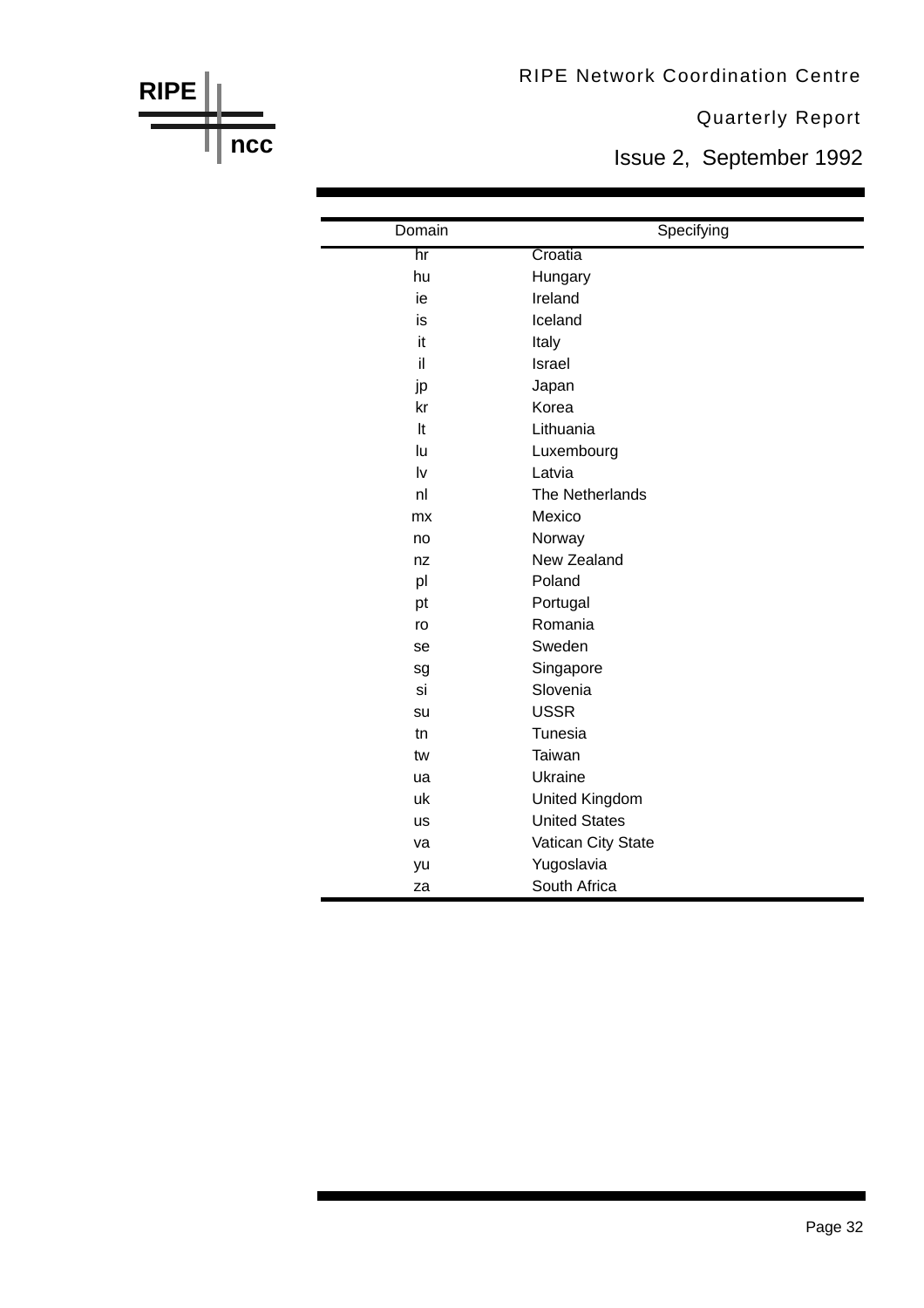| Domain | Specifying |
|---|---|
| hr | Croatia |
| hu | Hungary |
| ie | Ireland |
| is | Iceland |
| it | Italy |
| il | Israel |
| jp | Japan |
| kr | Korea |
| lt | Lithuania |
| lu | Luxembourg |
| lv | Latvia |
| nl | The Netherlands |
| mx | Mexico |
| no | Norway |
| nz | New Zealand |
| pl | Poland |
| pt | Portugal |
| ro | Romania |
| se | Sweden |
| sg | Singapore |
| si | Slovenia |
| su | USSR |
| tn | Tunesia |
| tw | Taiwan |
| ua | Ukraine |
| uk | United Kingdom |
| us | United States |
| va | Vatican City State |
| yu | Yugoslavia |
| za | South Africa |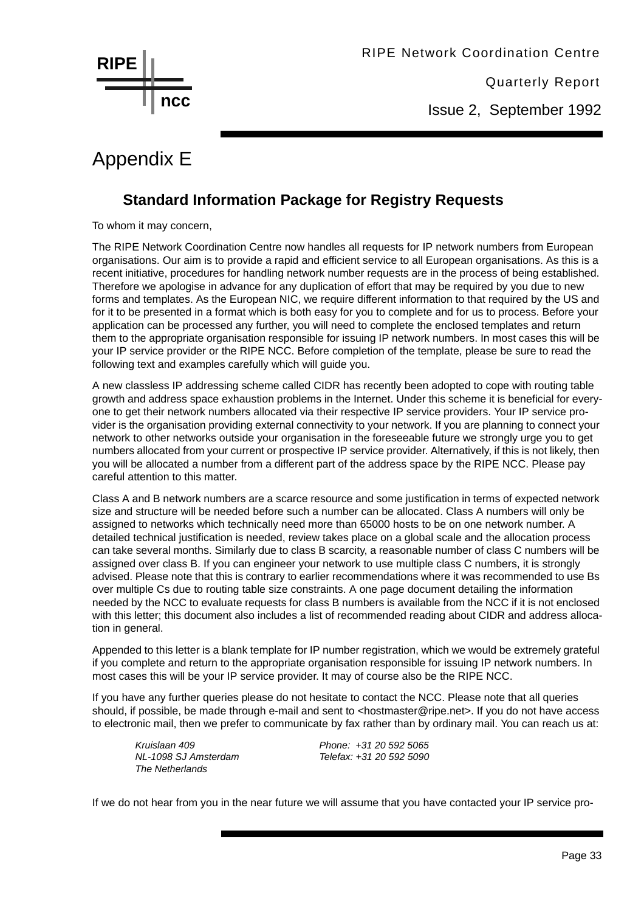# Appendix E

## Standard Information Package for Registry Requests

To whom it may concern,

The RIPE Network Coordination Centre now handles all requests for IP network numbers from European organisations. Our aim is to provide a rapid and efficient service to all European organisations. As this is a recent initiative, procedures for handling network number requests are in the process of being established. Therefore we apologise in advance for any duplication of effort that may be required by you due to new forms and templates. As the European NIC, we require different information to that required by the US and for it to be presented in a format which is both easy for you to complete and for us to process. Before your application can be processed any further, you will need to complete the enclosed templates and return them to the appropriate organisation responsible for issuing IP network numbers. In most cases this will be your IP service provider or the RIPE NCC. Before completion of the template, please be sure to read the following text and examples carefully which will guide you.

A new classless IP addressing scheme called CIDR has recently been adopted to cope with routing table growth and address space exhaustion problems in the Internet. Under this scheme it is beneficial for everyone to get their network numbers allocated via their respective IP service providers. Your IP service provider is the organisation providing external connectivity to your network. If you are planning to connect your network to other networks outside your organisation in the foreseeable future we strongly urge you to get numbers allocated from your current or prospective IP service provider. Alternatively, if this is not likely, then you will be allocated a number from a different part of the address space by the RIPE NCC. Please pay careful attention to this matter.

Class A and B network numbers are a scarce resource and some justification in terms of expected network size and structure will be needed before such a number can be allocated. Class A numbers will only be assigned to networks which technically need more than 65000 hosts to be on one network number. A detailed technical justification is needed, review takes place on a global scale and the allocation process can take several months. Similarly due to class B scarcity, a reasonable number of class C numbers will be assigned over class B. If you can engineer your network to use multiple class C numbers, it is strongly advised. Please note that this is contrary to earlier recommendations where it was recommended to use Bs over multiple Cs due to routing table size constraints. A one page document detailing the information needed by the NCC to evaluate requests for class B numbers is available from the NCC if it is not enclosed with this letter; this document also includes a list of recommended reading about CIDR and address allocation in general.

Appended to this letter is a blank template for IP number registration, which we would be extremely grateful if you complete and return to the appropriate organisation responsible for issuing IP network numbers. In most cases this will be your IP service provider. It may of course also be the RIPE NCC.

If you have any further queries please do not hesitate to contact the NCC. Please note that all queries should, if possible, be made through e-mail and sent to <hostmaster@ripe.net>. If you do not have access to electronic mail, then we prefer to communicate by fax rather than by ordinary mail. You can reach us at:

*Kruislaan 409*
*NL-1098 SJ Amsterdam*
*The Netherlands*

*Phone: +31 20 592 5065*
*Telefax: +31 20 592 5090*

If we do not hear from you in the near future we will assume that you have contacted your IP service pro-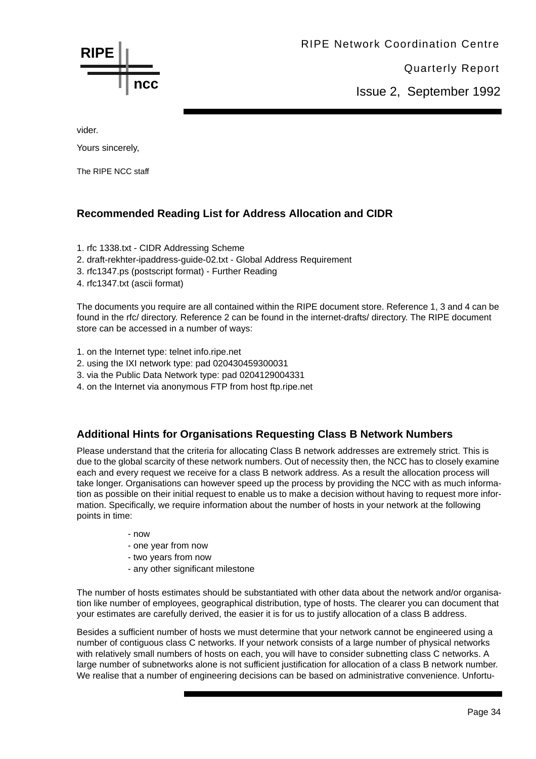vider.

Yours sincerely,

The RIPE NCC staff

## Recommended Reading List for Address Allocation and CIDR

1. rfc 1338.txt - CIDR Addressing Scheme
2. draft-rekhter-ipaddress-guide-02.txt - Global Address Requirement
3. rfc1347.ps (postscript format) - Further Reading
4. rfc1347.txt (ascii format)

The documents you require are all contained within the RIPE document store. Reference 1, 3 and 4 can be found in the rfc/ directory. Reference 2 can be found in the internet-drafts/ directory. The RIPE document store can be accessed in a number of ways:

1. on the Internet type: telnet info.ripe.net
2. using the IXI network type: pad 020430459300031
3. via the Public Data Network type: pad 0204129004331
4. on the Internet via anonymous FTP from host ftp.ripe.net

## Additional Hints for Organisations Requesting Class B Network Numbers

Please understand that the criteria for allocating Class B network addresses are extremely strict. This is due to the global scarcity of these network numbers. Out of necessity then, the NCC has to closely examine each and every request we receive for a class B network address. As a result the allocation process will take longer. Organisations can however speed up the process by providing the NCC with as much information as possible on their initial request to enable us to make a decision without having to request more information. Specifically, we require information about the number of hosts in your network at the following points in time:

- now
- one year from now
- two years from now
- any other significant milestone

The number of hosts estimates should be substantiated with other data about the network and/or organisation like number of employees, geographical distribution, type of hosts. The clearer you can document that your estimates are carefully derived, the easier it is for us to justify allocation of a class B address.

Besides a sufficient number of hosts we must determine that your network cannot be engineered using a number of contiguous class C networks. If your network consists of a large number of physical networks with relatively small numbers of hosts on each, you will have to consider subnetting class C networks. A large number of subnetworks alone is not sufficient justification for allocation of a class B network number. We realise that a number of engineering decisions can be based on administrative convenience. Unfortu-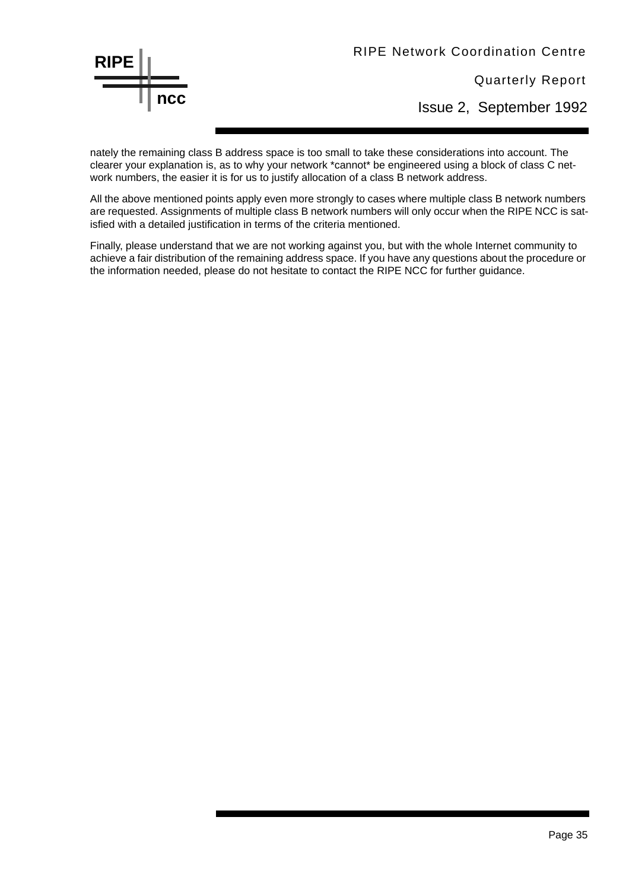nately the remaining class B address space is too small to take these considerations into account. The clearer your explanation is, as to why your network *cannot* be engineered using a block of class C network numbers, the easier it is for us to justify allocation of a class B network address.

All the above mentioned points apply even more strongly to cases where multiple class B network numbers are requested. Assignments of multiple class B network numbers will only occur when the RIPE NCC is satisfied with a detailed justification in terms of the criteria mentioned.

Finally, please understand that we are not working against you, but with the whole Internet community to achieve a fair distribution of the remaining address space. If you have any questions about the procedure or the information needed, please do not hesitate to contact the RIPE NCC for further guidance.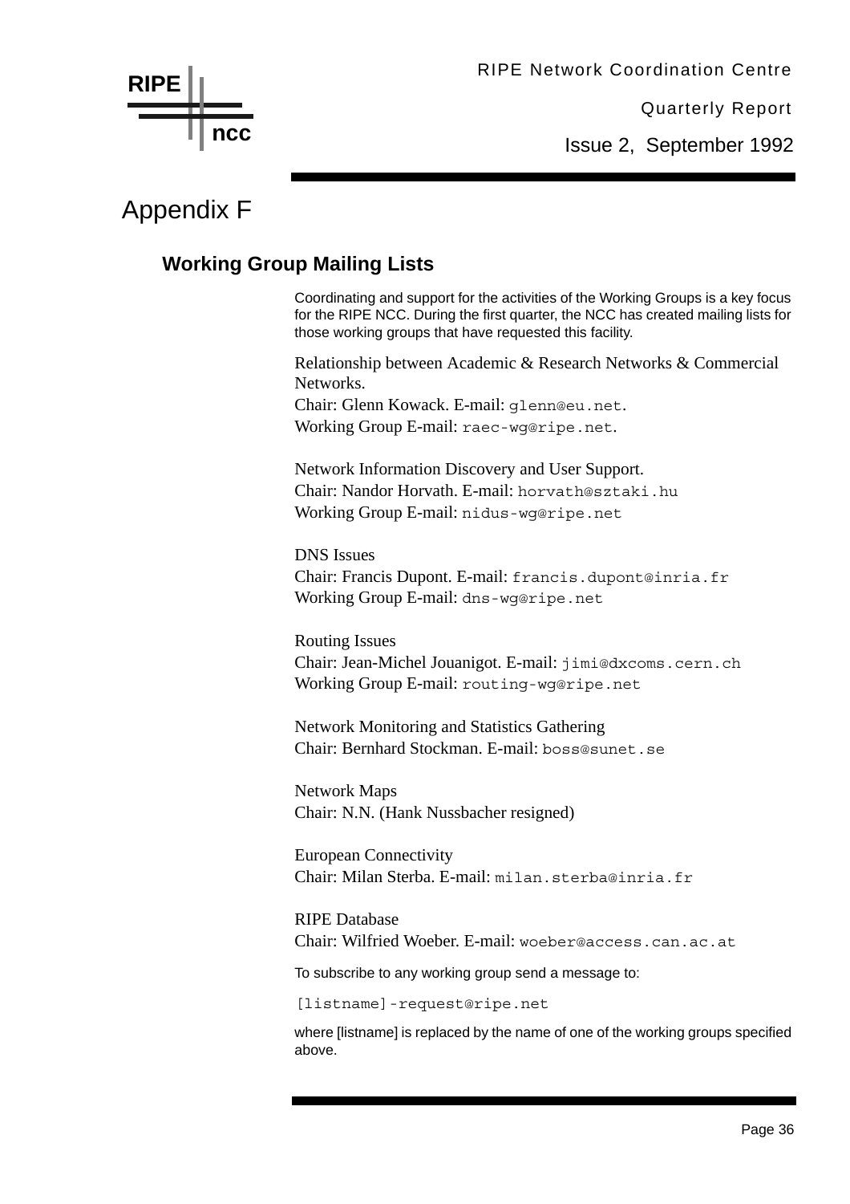# Appendix F

## Working Group Mailing Lists

Coordinating and support for the activities of the Working Groups is a key focus for the RIPE NCC. During the first quarter, the NCC has created mailing lists for those working groups that have requested this facility.

Relationship between Academic & Research Networks & Commercial Networks.
Chair: Glenn Kowack. E-mail: `glenn@eu.net`.
Working Group E-mail: `raec-wg@ripe.net`.

Network Information Discovery and User Support.
Chair: Nandor Horvath. E-mail: `horvath@sztaki.hu`
Working Group E-mail: `nidus-wg@ripe.net`

DNS Issues
Chair: Francis Dupont. E-mail: `francis.dupont@inria.fr`
Working Group E-mail: `dns-wg@ripe.net`

Routing Issues
Chair: Jean-Michel Jouanigot. E-mail: `jimi@dxcoms.cern.ch`
Working Group E-mail: `routing-wg@ripe.net`

Network Monitoring and Statistics Gathering
Chair: Bernhard Stockman. E-mail: `boss@sunet.se`

Network Maps
Chair: N.N. (Hank Nussbacher resigned)

European Connectivity
Chair: Milan Sterba. E-mail: `milan.sterba@inria.fr`

RIPE Database
Chair: Wilfried Woeber. E-mail: `woeber@access.can.ac.at`

To subscribe to any working group send a message to:

`[listname]-request@ripe.net`

where [listname] is replaced by the name of one of the working groups specified above.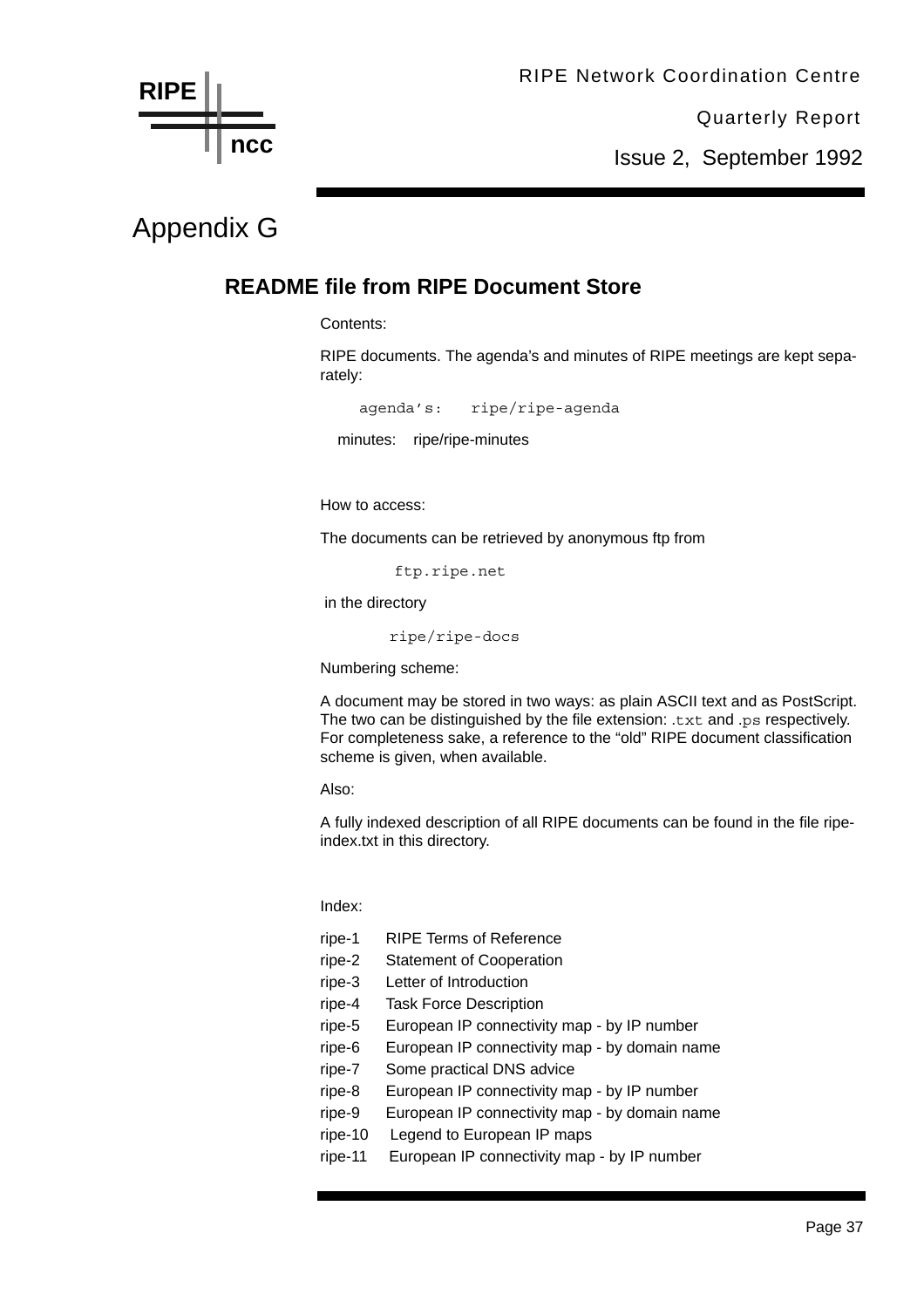# Appendix G

## README file from RIPE Document Store

Contents:

RIPE documents. The agenda's and minutes of RIPE meetings are kept separately:

```
agenda's:   ripe/ripe-agenda
```

minutes: ripe/ripe-minutes

How to access:

The documents can be retrieved by anonymous ftp from

```
ftp.ripe.net
```

in the directory

```
ripe/ripe-docs
```

Numbering scheme:

A document may be stored in two ways: as plain ASCII text and as PostScript. The two can be distinguished by the file extension: `.txt` and `.ps` respectively. For completeness sake, a reference to the "old" RIPE document classification scheme is given, when available.

Also:

A fully indexed description of all RIPE documents can be found in the file ripe-index.txt in this directory.

Index:

ripe-1 RIPE Terms of Reference
ripe-2 Statement of Cooperation
ripe-3 Letter of Introduction
ripe-4 Task Force Description
ripe-5 European IP connectivity map - by IP number
ripe-6 European IP connectivity map - by domain name
ripe-7 Some practical DNS advice
ripe-8 European IP connectivity map - by IP number
ripe-9 European IP connectivity map - by domain name
ripe-10 Legend to European IP maps
ripe-11 European IP connectivity map - by IP number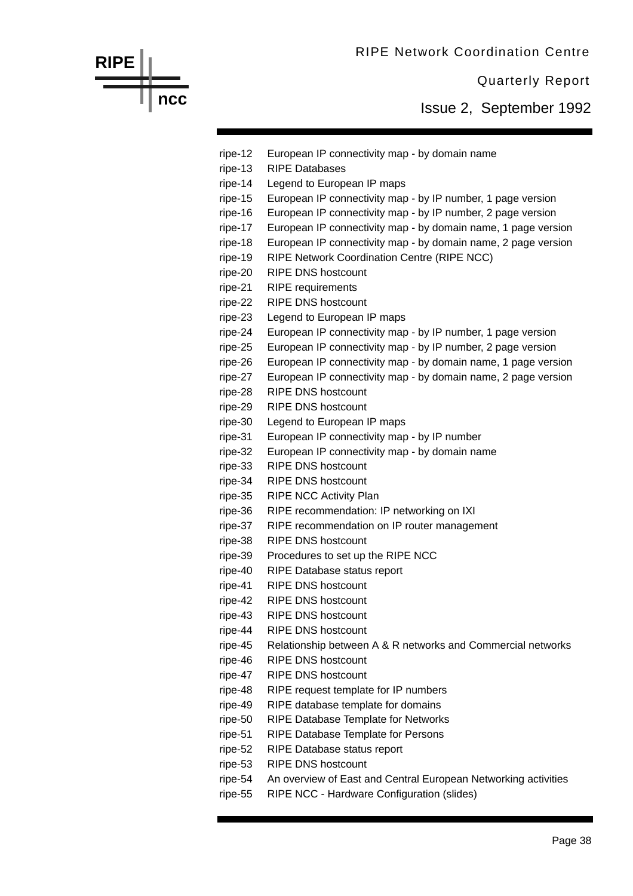| | |
|---|---|
| ripe-12 | European IP connectivity map - by domain name |
| ripe-13 | RIPE Databases |
| ripe-14 | Legend to European IP maps |
| ripe-15 | European IP connectivity map - by IP number, 1 page version |
| ripe-16 | European IP connectivity map - by IP number, 2 page version |
| ripe-17 | European IP connectivity map - by domain name, 1 page version |
| ripe-18 | European IP connectivity map - by domain name, 2 page version |
| ripe-19 | RIPE Network Coordination Centre (RIPE NCC) |
| ripe-20 | RIPE DNS hostcount |
| ripe-21 | RIPE requirements |
| ripe-22 | RIPE DNS hostcount |
| ripe-23 | Legend to European IP maps |
| ripe-24 | European IP connectivity map - by IP number, 1 page version |
| ripe-25 | European IP connectivity map - by IP number, 2 page version |
| ripe-26 | European IP connectivity map - by domain name, 1 page version |
| ripe-27 | European IP connectivity map - by domain name, 2 page version |
| ripe-28 | RIPE DNS hostcount |
| ripe-29 | RIPE DNS hostcount |
| ripe-30 | Legend to European IP maps |
| ripe-31 | European IP connectivity map - by IP number |
| ripe-32 | European IP connectivity map - by domain name |
| ripe-33 | RIPE DNS hostcount |
| ripe-34 | RIPE DNS hostcount |
| ripe-35 | RIPE NCC Activity Plan |
| ripe-36 | RIPE recommendation: IP networking on IXI |
| ripe-37 | RIPE recommendation on IP router management |
| ripe-38 | RIPE DNS hostcount |
| ripe-39 | Procedures to set up the RIPE NCC |
| ripe-40 | RIPE Database status report |
| ripe-41 | RIPE DNS hostcount |
| ripe-42 | RIPE DNS hostcount |
| ripe-43 | RIPE DNS hostcount |
| ripe-44 | RIPE DNS hostcount |
| ripe-45 | Relationship between A & R networks and Commercial networks |
| ripe-46 | RIPE DNS hostcount |
| ripe-47 | RIPE DNS hostcount |
| ripe-48 | RIPE request template for IP numbers |
| ripe-49 | RIPE database template for domains |
| ripe-50 | RIPE Database Template for Networks |
| ripe-51 | RIPE Database Template for Persons |
| ripe-52 | RIPE Database status report |
| ripe-53 | RIPE DNS hostcount |
| ripe-54 | An overview of East and Central European Networking activities |
| ripe-55 | RIPE NCC - Hardware Configuration (slides) |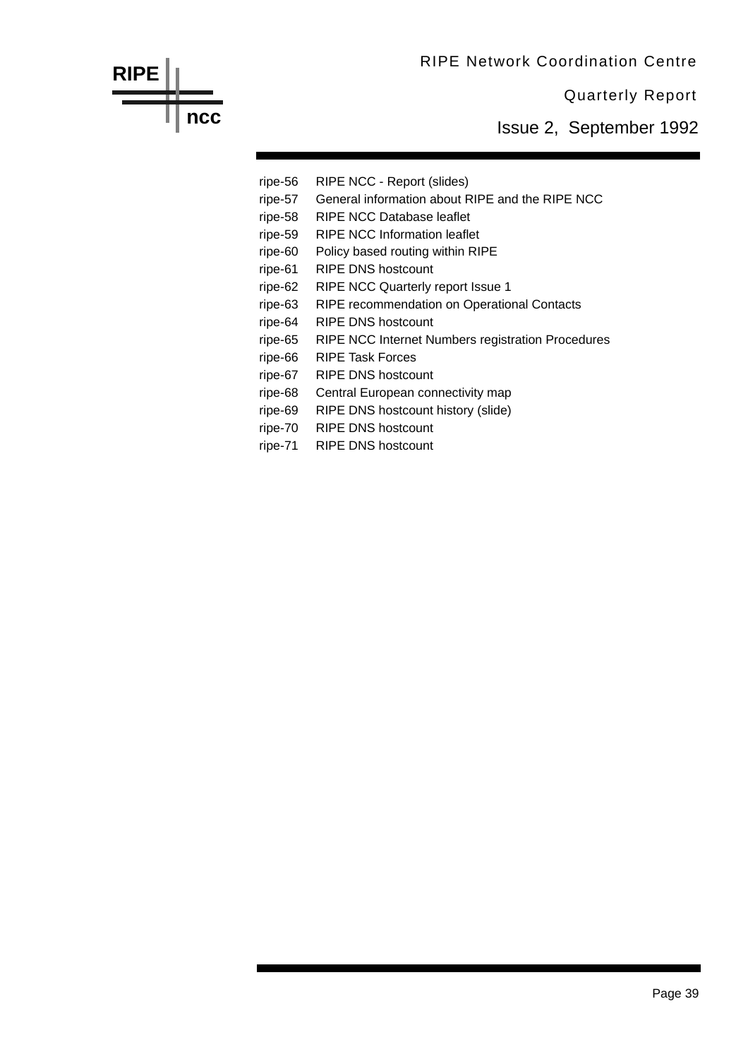| | |
|---|---|
| ripe-56 | RIPE NCC - Report (slides) |
| ripe-57 | General information about RIPE and the RIPE NCC |
| ripe-58 | RIPE NCC Database leaflet |
| ripe-59 | RIPE NCC Information leaflet |
| ripe-60 | Policy based routing within RIPE |
| ripe-61 | RIPE DNS hostcount |
| ripe-62 | RIPE NCC Quarterly report Issue 1 |
| ripe-63 | RIPE recommendation on Operational Contacts |
| ripe-64 | RIPE DNS hostcount |
| ripe-65 | RIPE NCC Internet Numbers registration Procedures |
| ripe-66 | RIPE Task Forces |
| ripe-67 | RIPE DNS hostcount |
| ripe-68 | Central European connectivity map |
| ripe-69 | RIPE DNS hostcount history (slide) |
| ripe-70 | RIPE DNS hostcount |
| ripe-71 | RIPE DNS hostcount |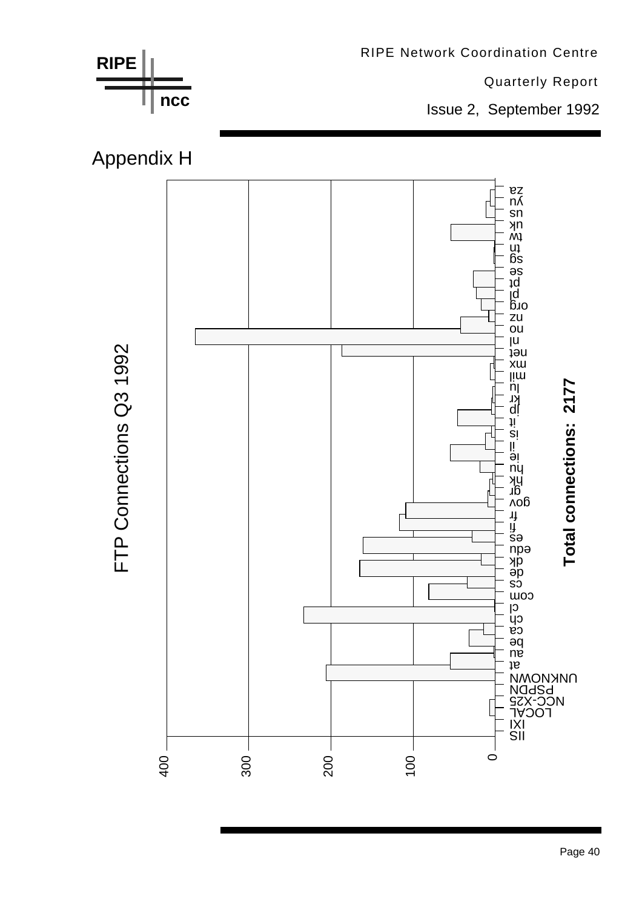## Appendix H

FTP Connections Q3 1992

Total connections: 2177

| Domain | Connections (approx.) |
|---|---|
| IIS | |
| IXI | |
| LOCAL | |
| NCC-X25 | |
| PSPDN | |
| UNKNOWN | |
| at | |
| au | |
| be | |
| ca | |
| ch | |
| cl | |
| com | |
| cs | |
| de | |
| dk | |
| edu | |
| es | |
| fi | |
| fr | |
| gov | |
| gr | |
| hk | |
| hu | |
| ie | |
| il | |
| is | |
| it | |
| jp | |
| kr | |
| lu | |
| mil | |
| mx | |
| net | |
| nl | |
| no | |
| nz | |
| org | |
| pl | |
| pt | |
| se | |
| sg | |
| tn | |
| tw | |
| uk | |
| us | |
| yu | |
| za | |

Axis: 0, 100, 200, 300, 400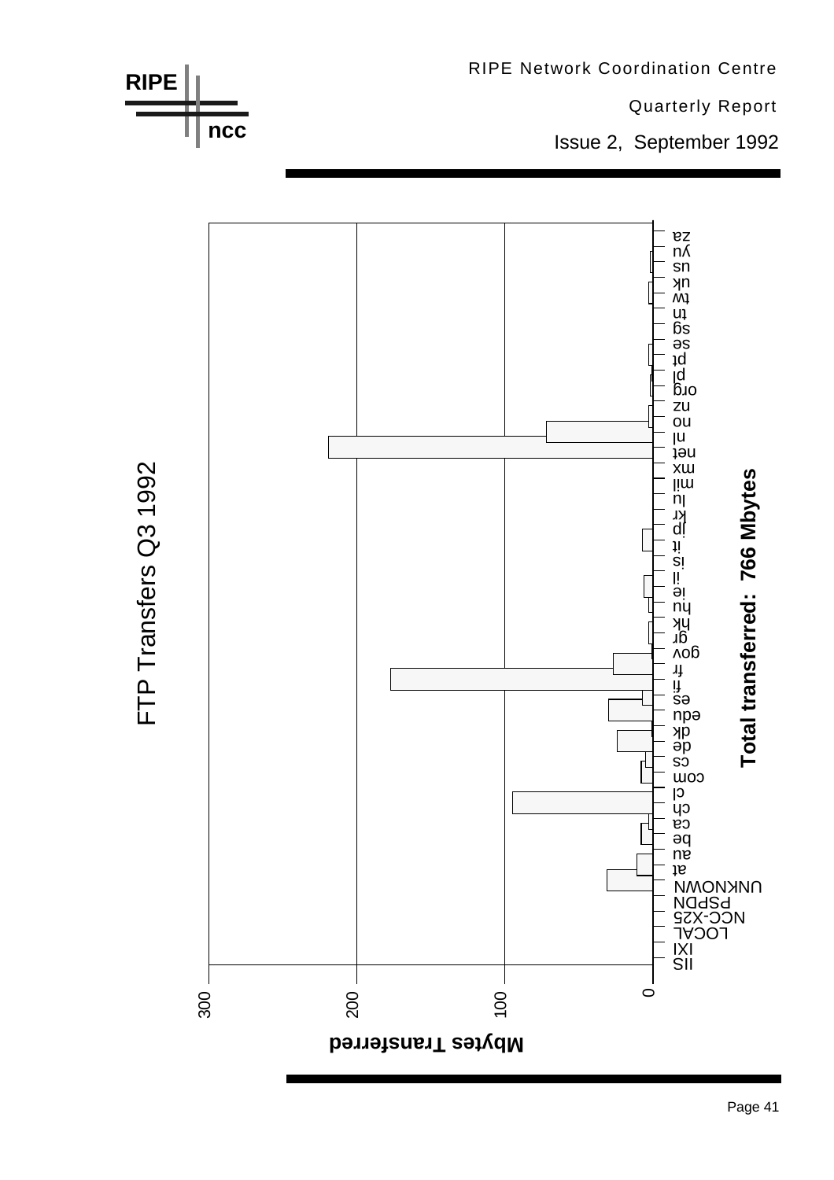# FTP Transfers Q3 1992

**Total transferred: 766 Mbytes**

**Mbytes Transferred**

0, 100, 200, 300

IIS, IXI, LOCAL, NCC-X25, PSPDN, UNKNOWN, at, au, be, ca, ch, cl, com, cs, de, dk, edu, es, fi, fr, gov, gr, hk, hu, ie, il, is, it, jp, kr, lu, mil, mx, net, nl, no, nz, org, pl, pt, se, sg, tn, tw, uk, us, yu, za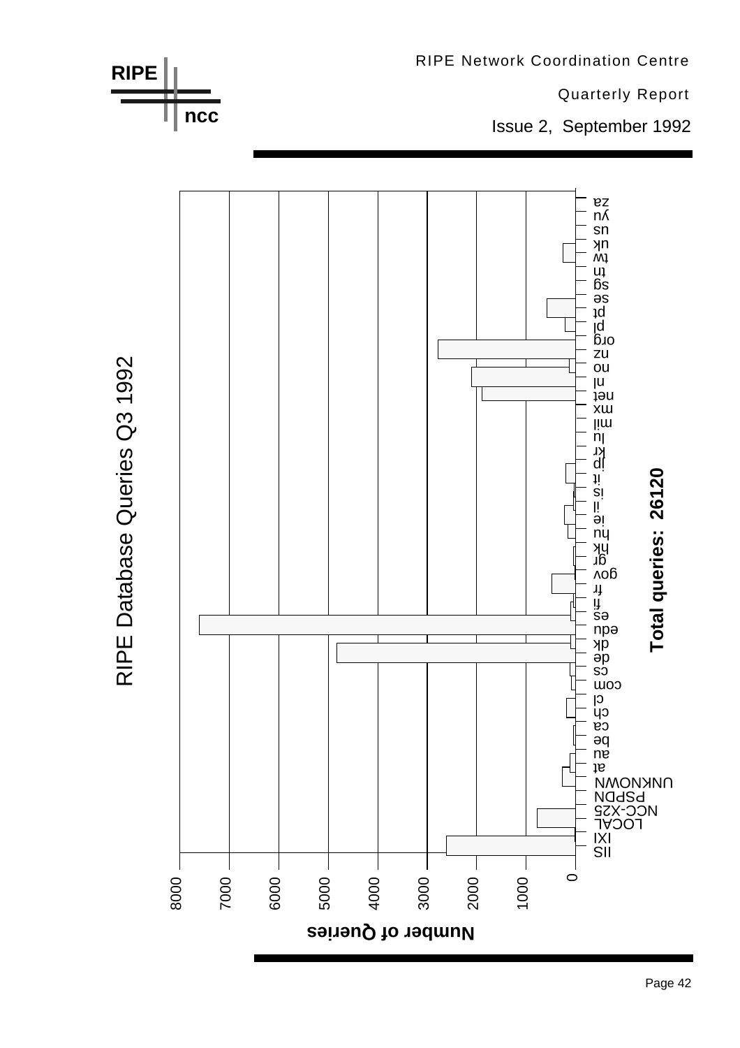RIPE Database Queries Q3 1992

Total queries: 26120

Number of Queries

0 1000 2000 3000 4000 5000 6000 7000 8000

IIS, IXI, LOCAL, NCC-X25, PSPDN, UNKNOWN, at, au, be, ca, ch, cl, com, cs, de, dk, edu, es, fi, fr, gov, gr, hk, hu, ie, il, is, it, jp, kr, lu, mil, mx, net, nl, no, nz, org, pl, pt, se, sg, tn, tw, uk, us, yu, za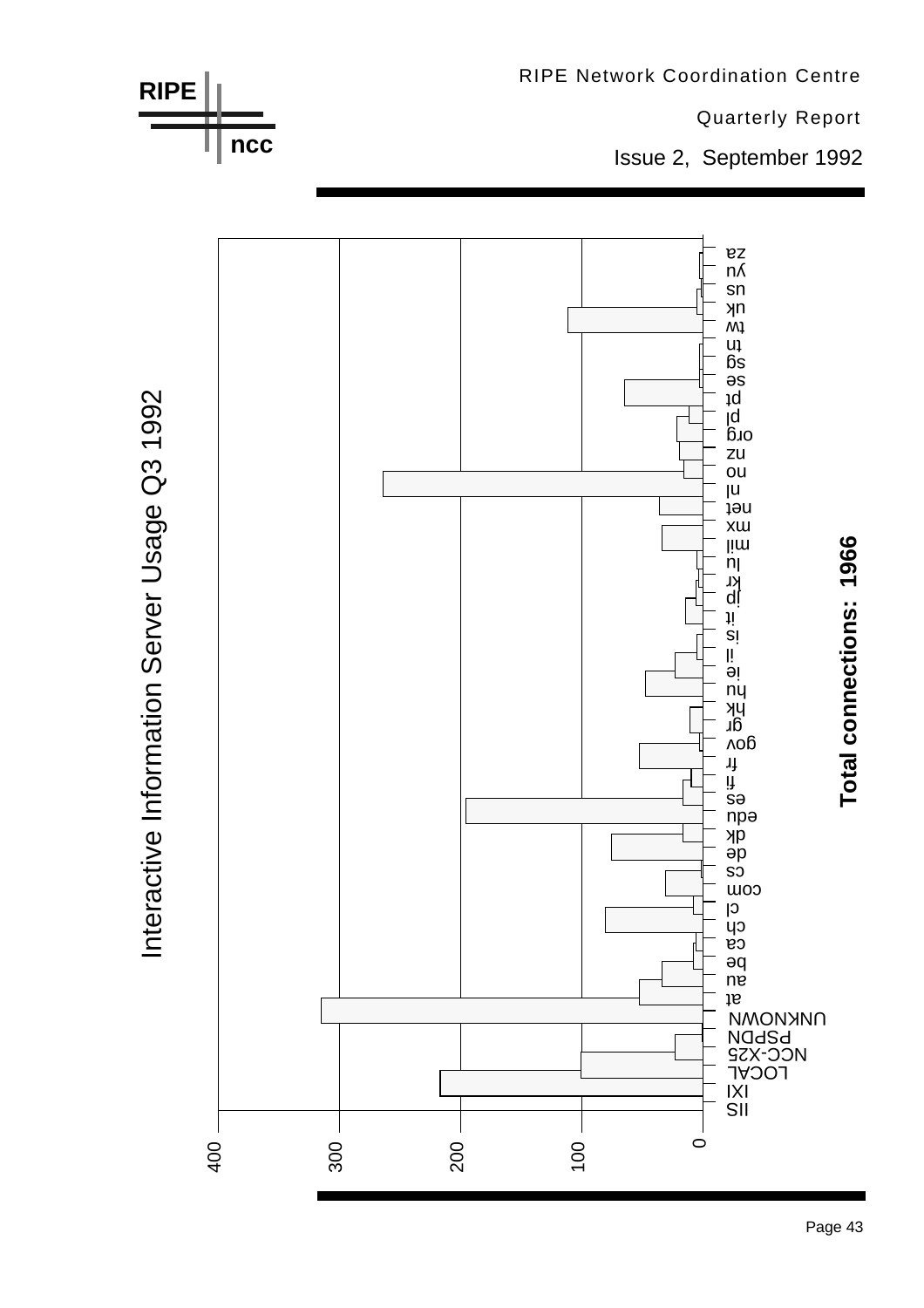## Interactive Information Server Usage Q3 1992

**Total connections: 1966**

Categories: IIS, IXI, LOCAL, NCC-X25, PSPDN, UNKNOWN, at, au, be, ca, ch, cl, com, cs, de, dk, edu, es, fi, fr, gov, gr, hk, hu, ie, il, is, it, jp, kr, lu, mil, mx, net, nl, no, nz, org, pl, pt, se, sg, tn, tw, uk, us, yu, za

Axis: 0, 100, 200, 300, 400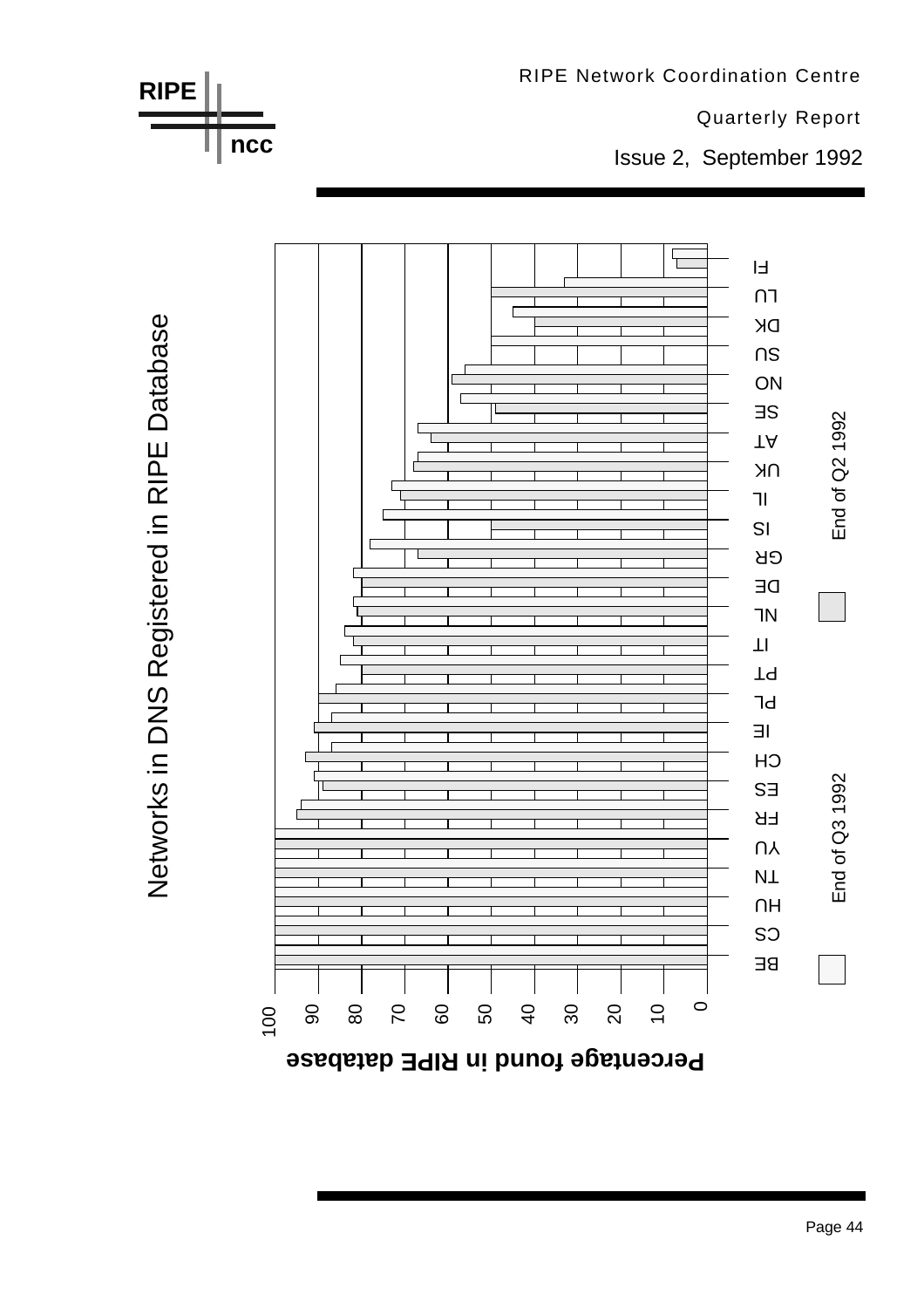# Networks in DNS Registered in RIPE Database

Percentage found in RIPE database

Countries: FI, LU, DK, SU, NO, SE, AT, UK, IL, IS, GR, DE, NL, IT, PT, PL, IE, CH, ES, FR, YU, TN, HU, CS, BE

Legend: End of Q2 1992 / End of Q3 1992

Axis: 0, 10, 20, 30, 40, 50, 60, 70, 80, 90, 100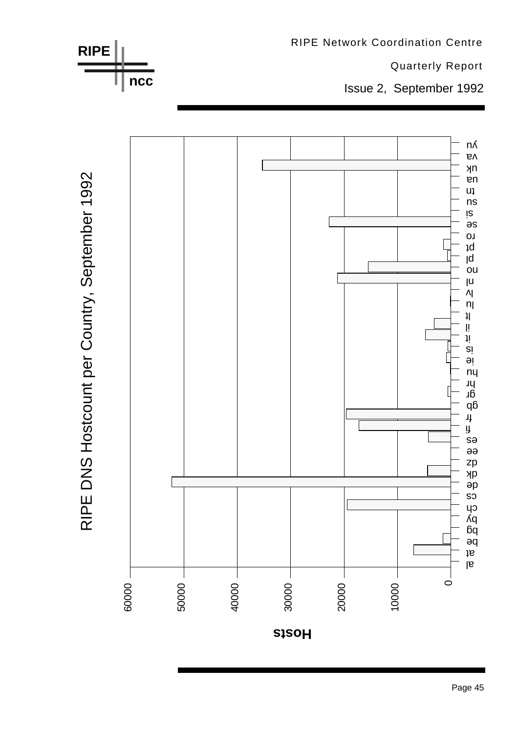RIPE DNS Hostcount per Country, September 1992

Hosts

60000
50000
40000
30000
20000
10000
0

al
at
be
bg
by
ch
cs
de
dk
dz
ee
es
fi
fr
gb
gr
hr
hu
ie
is
it
li
lt
lu
lv
nl
no
pl
pt
ro
se
si
su
tn
ua
uk
va
yu